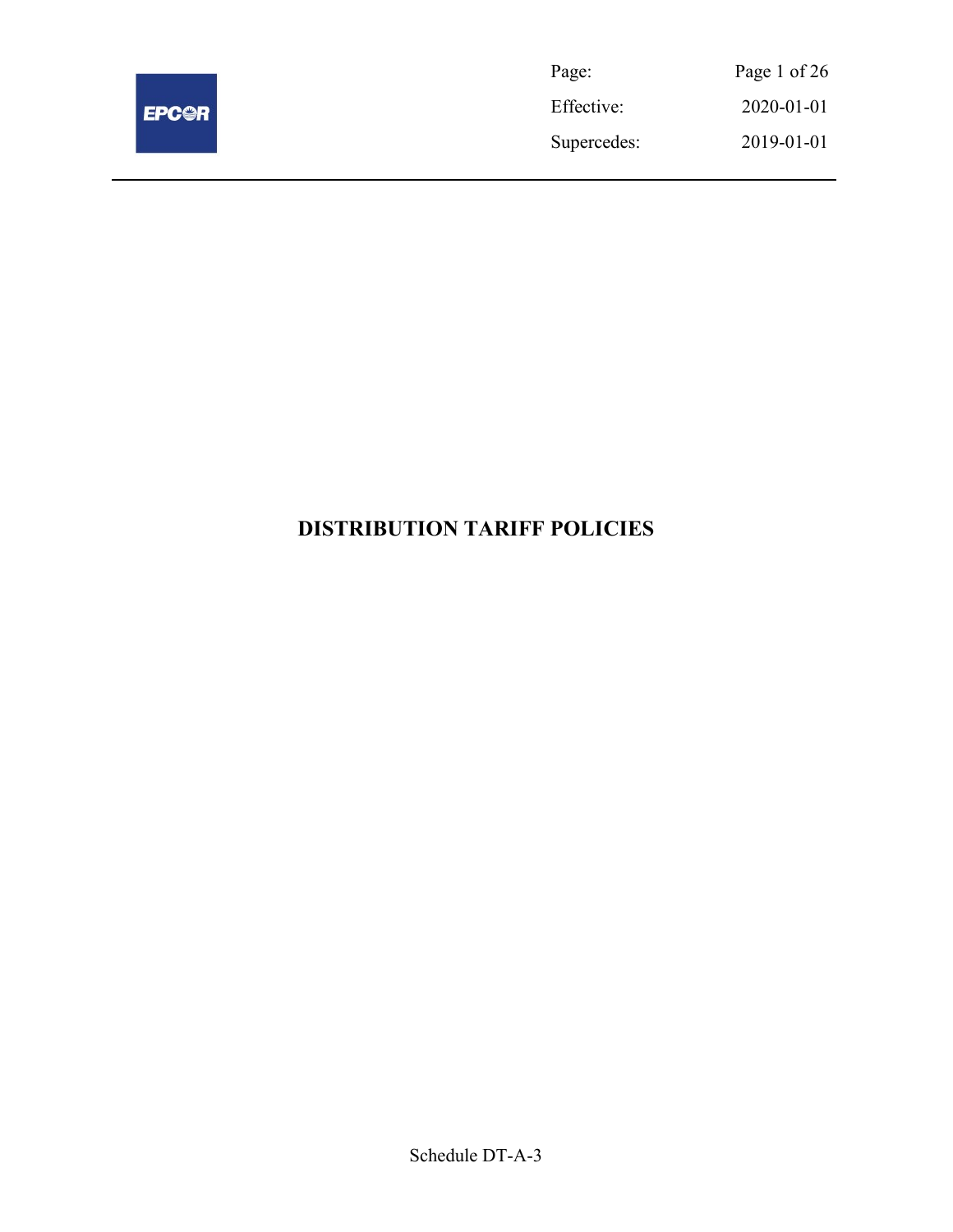| Page: | Page 1 of 26 |
| --- | --- |
| Effective: | 2020-01-01 |
| Supercedes: | 2019-01-01 |

# DISTRIBUTION TARIFF POLICIES

Schedule DT-A-3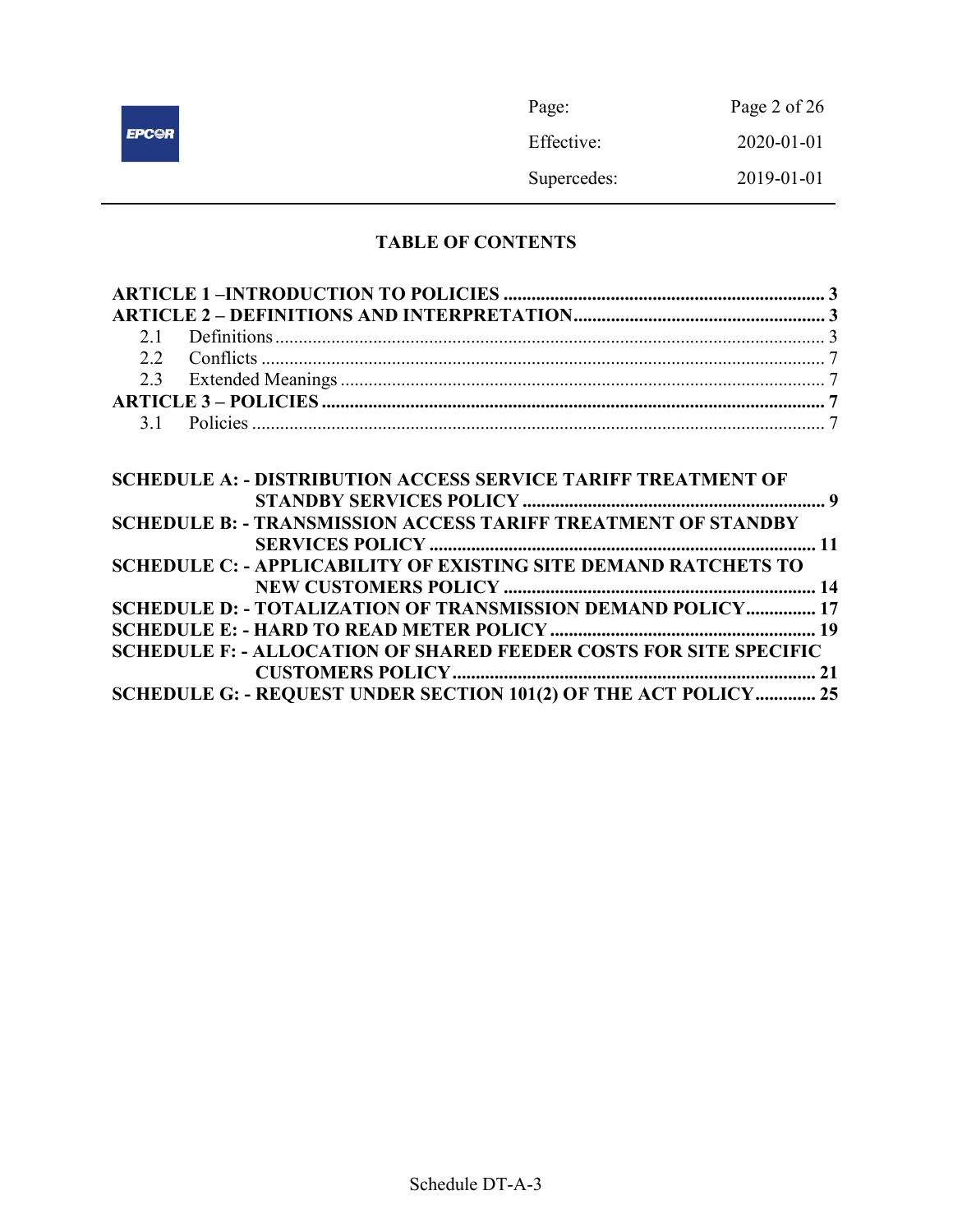# TABLE OF CONTENTS

**ARTICLE 1 –INTRODUCTION TO POLICIES ..................................................................... 3**

**ARTICLE 2 – DEFINITIONS AND INTERPRETATION...................................................... 3**

- 2.1 Definitions ...................................................................................................... 3
- 2.2 Conflicts ......................................................................................................... 7
- 2.3 Extended Meanings ....................................................................................... 7

**ARTICLE 3 – POLICIES ........................................................................................................ 7**

- 3.1 Policies ........................................................................................................... 7

**SCHEDULE A: - DISTRIBUTION ACCESS SERVICE TARIFF TREATMENT OF STANDBY SERVICES POLICY ................................................................. 9**

**SCHEDULE B: - TRANSMISSION ACCESS TARIFF TREATMENT OF STANDBY SERVICES POLICY ................................................................................... 11**

**SCHEDULE C: - APPLICABILITY OF EXISTING SITE DEMAND RATCHETS TO NEW CUSTOMERS POLICY .................................................................. 14**

**SCHEDULE D: - TOTALIZATION OF TRANSMISSION DEMAND POLICY............... 17**

**SCHEDULE E: - HARD TO READ METER POLICY ......................................................... 19**

**SCHEDULE F: - ALLOCATION OF SHARED FEEDER COSTS FOR SITE SPECIFIC CUSTOMERS POLICY .............................................................................. 21**

**SCHEDULE G: - REQUEST UNDER SECTION 101(2) OF THE ACT POLICY............. 25**

Schedule DT-A-3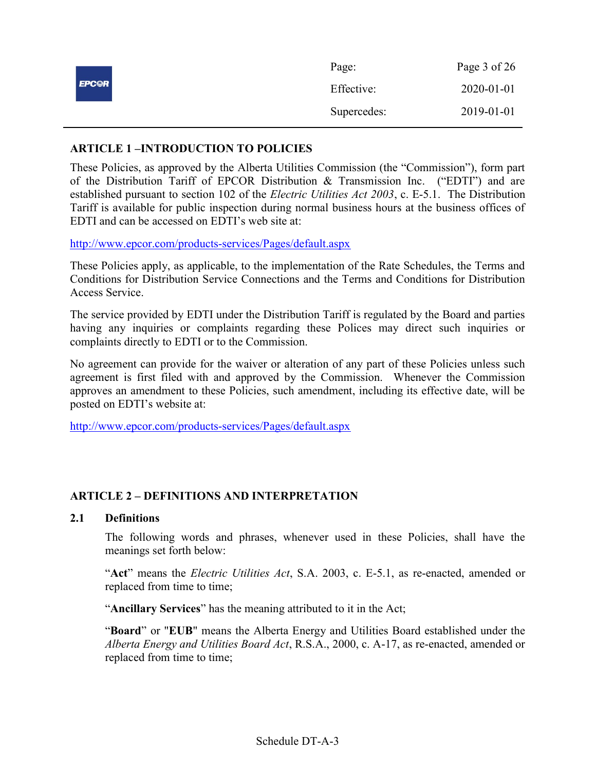## ARTICLE 1 –INTRODUCTION TO POLICIES

These Policies, as approved by the Alberta Utilities Commission (the "Commission"), form part of the Distribution Tariff of EPCOR Distribution & Transmission Inc. ("EDTI") and are established pursuant to section 102 of the *Electric Utilities Act 2003*, c. E-5.1. The Distribution Tariff is available for public inspection during normal business hours at the business offices of EDTI and can be accessed on EDTI's web site at:

http://www.epcor.com/products-services/Pages/default.aspx

These Policies apply, as applicable, to the implementation of the Rate Schedules, the Terms and Conditions for Distribution Service Connections and the Terms and Conditions for Distribution Access Service.

The service provided by EDTI under the Distribution Tariff is regulated by the Board and parties having any inquiries or complaints regarding these Polices may direct such inquiries or complaints directly to EDTI or to the Commission.

No agreement can provide for the waiver or alteration of any part of these Policies unless such agreement is first filed with and approved by the Commission. Whenever the Commission approves an amendment to these Policies, such amendment, including its effective date, will be posted on EDTI's website at:

http://www.epcor.com/products-services/Pages/default.aspx

## ARTICLE 2 – DEFINITIONS AND INTERPRETATION

### 2.1 Definitions

The following words and phrases, whenever used in these Policies, shall have the meanings set forth below:

"**Act**" means the *Electric Utilities Act*, S.A. 2003, c. E-5.1, as re-enacted, amended or replaced from time to time;

"**Ancillary Services**" has the meaning attributed to it in the Act;

"**Board**" or "**EUB**" means the Alberta Energy and Utilities Board established under the *Alberta Energy and Utilities Board Act*, R.S.A., 2000, c. A-17, as re-enacted, amended or replaced from time to time;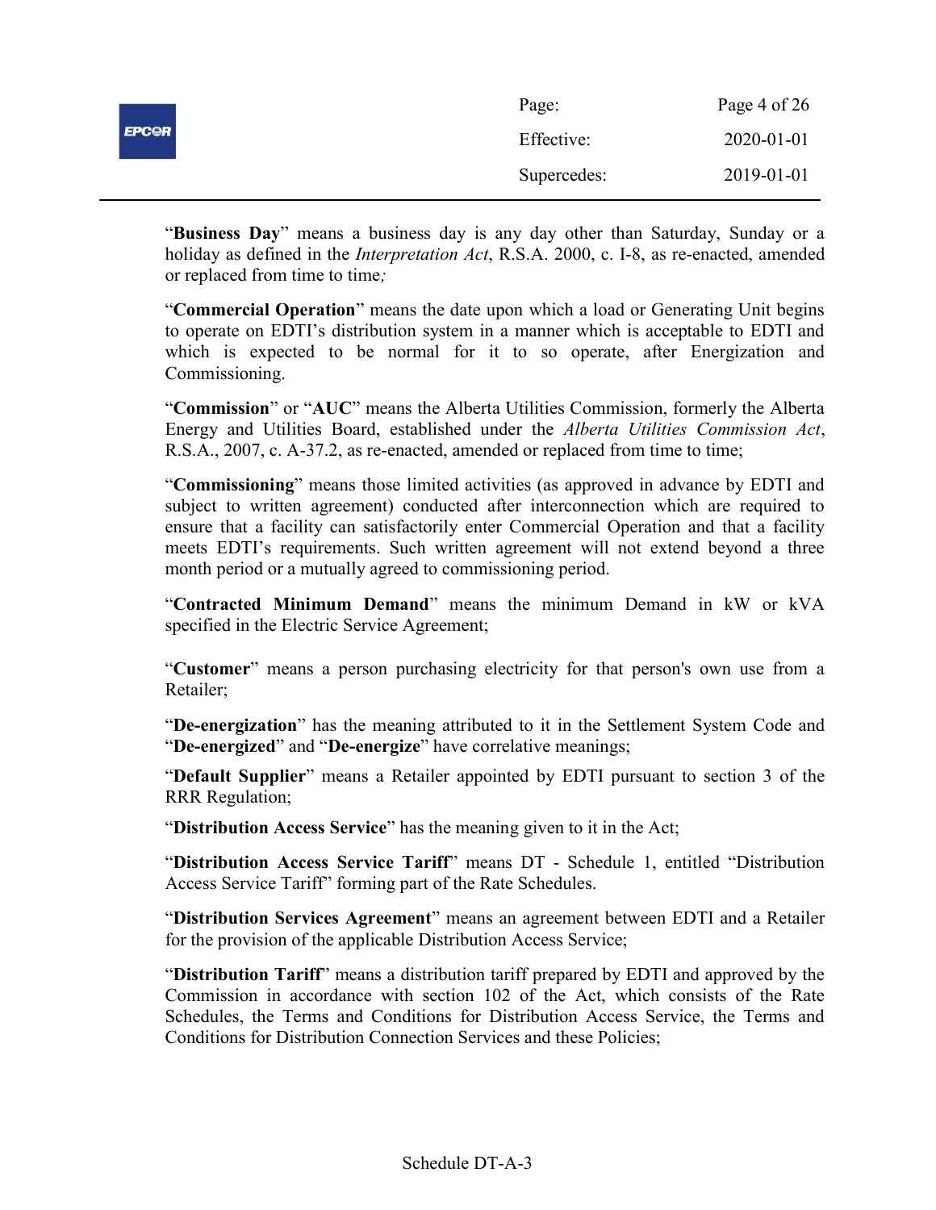"**Business Day**" means a business day is any day other than Saturday, Sunday or a holiday as defined in the *Interpretation Act*, R.S.A. 2000, c. I-8, as re-enacted, amended or replaced from time to time;

"**Commercial Operation**" means the date upon which a load or Generating Unit begins to operate on EDTI's distribution system in a manner which is acceptable to EDTI and which is expected to be normal for it to so operate, after Energization and Commissioning.

"**Commission**" or "**AUC**" means the Alberta Utilities Commission, formerly the Alberta Energy and Utilities Board, established under the *Alberta Utilities Commission Act*, R.S.A., 2007, c. A-37.2, as re-enacted, amended or replaced from time to time;

"**Commissioning**" means those limited activities (as approved in advance by EDTI and subject to written agreement) conducted after interconnection which are required to ensure that a facility can satisfactorily enter Commercial Operation and that a facility meets EDTI's requirements. Such written agreement will not extend beyond a three month period or a mutually agreed to commissioning period.

"**Contracted Minimum Demand**" means the minimum Demand in kW or kVA specified in the Electric Service Agreement;

"**Customer**" means a person purchasing electricity for that person's own use from a Retailer;

"**De-energization**" has the meaning attributed to it in the Settlement System Code and "**De-energized**" and "**De-energize**" have correlative meanings;

"**Default Supplier**" means a Retailer appointed by EDTI pursuant to section 3 of the RRR Regulation;

"**Distribution Access Service**" has the meaning given to it in the Act;

"**Distribution Access Service Tariff**" means DT - Schedule 1, entitled "Distribution Access Service Tariff" forming part of the Rate Schedules.

"**Distribution Services Agreement**" means an agreement between EDTI and a Retailer for the provision of the applicable Distribution Access Service;

"**Distribution Tariff**" means a distribution tariff prepared by EDTI and approved by the Commission in accordance with section 102 of the Act, which consists of the Rate Schedules, the Terms and Conditions for Distribution Access Service, the Terms and Conditions for Distribution Connection Services and these Policies;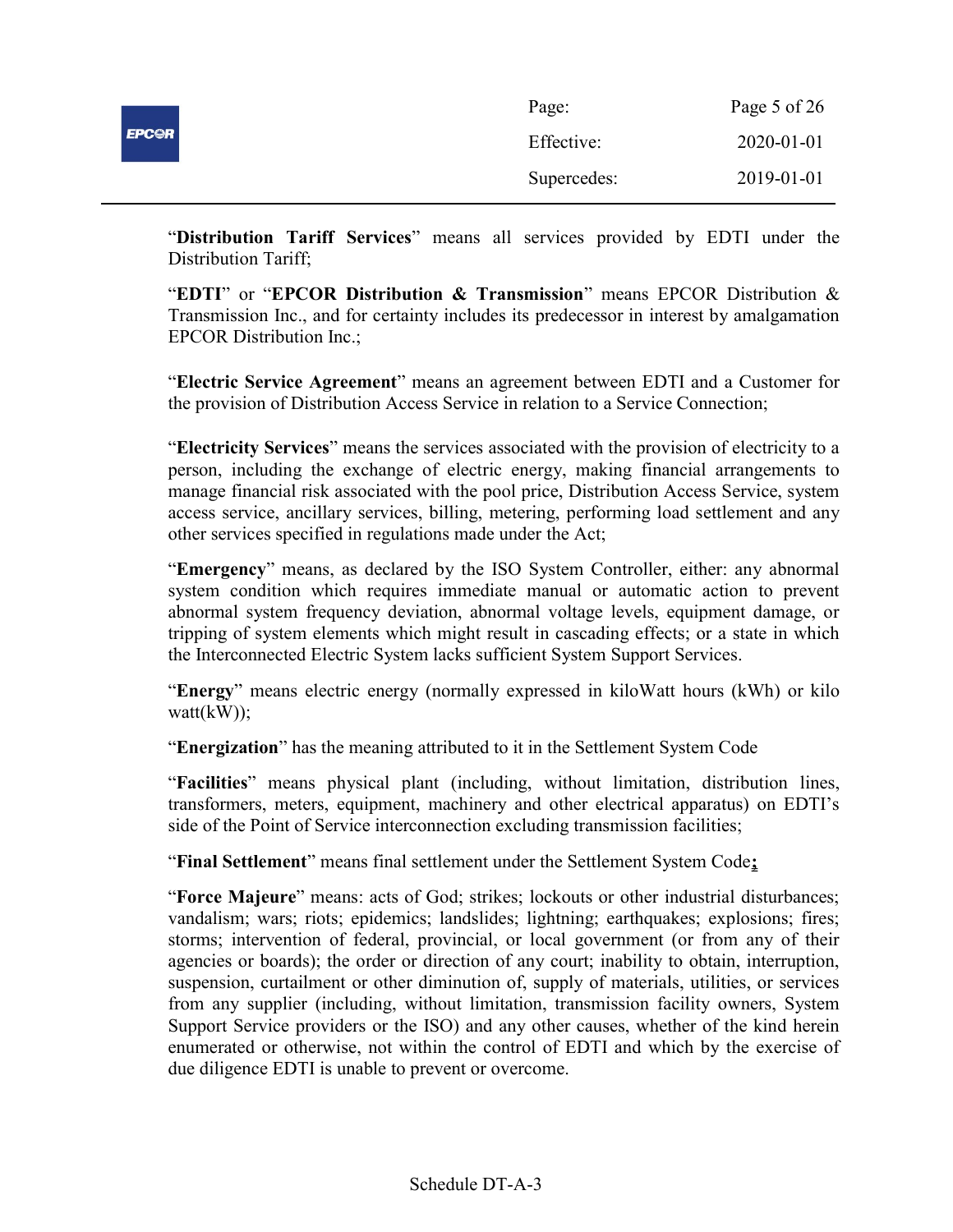"**Distribution Tariff Services**" means all services provided by EDTI under the Distribution Tariff;

"**EDTI**" or "**EPCOR Distribution & Transmission**" means EPCOR Distribution & Transmission Inc., and for certainty includes its predecessor in interest by amalgamation EPCOR Distribution Inc.;

"**Electric Service Agreement**" means an agreement between EDTI and a Customer for the provision of Distribution Access Service in relation to a Service Connection;

"**Electricity Services**" means the services associated with the provision of electricity to a person, including the exchange of electric energy, making financial arrangements to manage financial risk associated with the pool price, Distribution Access Service, system access service, ancillary services, billing, metering, performing load settlement and any other services specified in regulations made under the Act;

"**Emergency**" means, as declared by the ISO System Controller, either: any abnormal system condition which requires immediate manual or automatic action to prevent abnormal system frequency deviation, abnormal voltage levels, equipment damage, or tripping of system elements which might result in cascading effects; or a state in which the Interconnected Electric System lacks sufficient System Support Services.

"**Energy**" means electric energy (normally expressed in kiloWatt hours (kWh) or kilo watt(kW));

"**Energization**" has the meaning attributed to it in the Settlement System Code

"**Facilities**" means physical plant (including, without limitation, distribution lines, transformers, meters, equipment, machinery and other electrical apparatus) on EDTI's side of the Point of Service interconnection excluding transmission facilities;

"**Final Settlement**" means final settlement under the Settlement System Code**;**

"**Force Majeure**" means: acts of God; strikes; lockouts or other industrial disturbances; vandalism; wars; riots; epidemics; landslides; lightning; earthquakes; explosions; fires; storms; intervention of federal, provincial, or local government (or from any of their agencies or boards); the order or direction of any court; inability to obtain, interruption, suspension, curtailment or other diminution of, supply of materials, utilities, or services from any supplier (including, without limitation, transmission facility owners, System Support Service providers or the ISO) and any other causes, whether of the kind herein enumerated or otherwise, not within the control of EDTI and which by the exercise of due diligence EDTI is unable to prevent or overcome.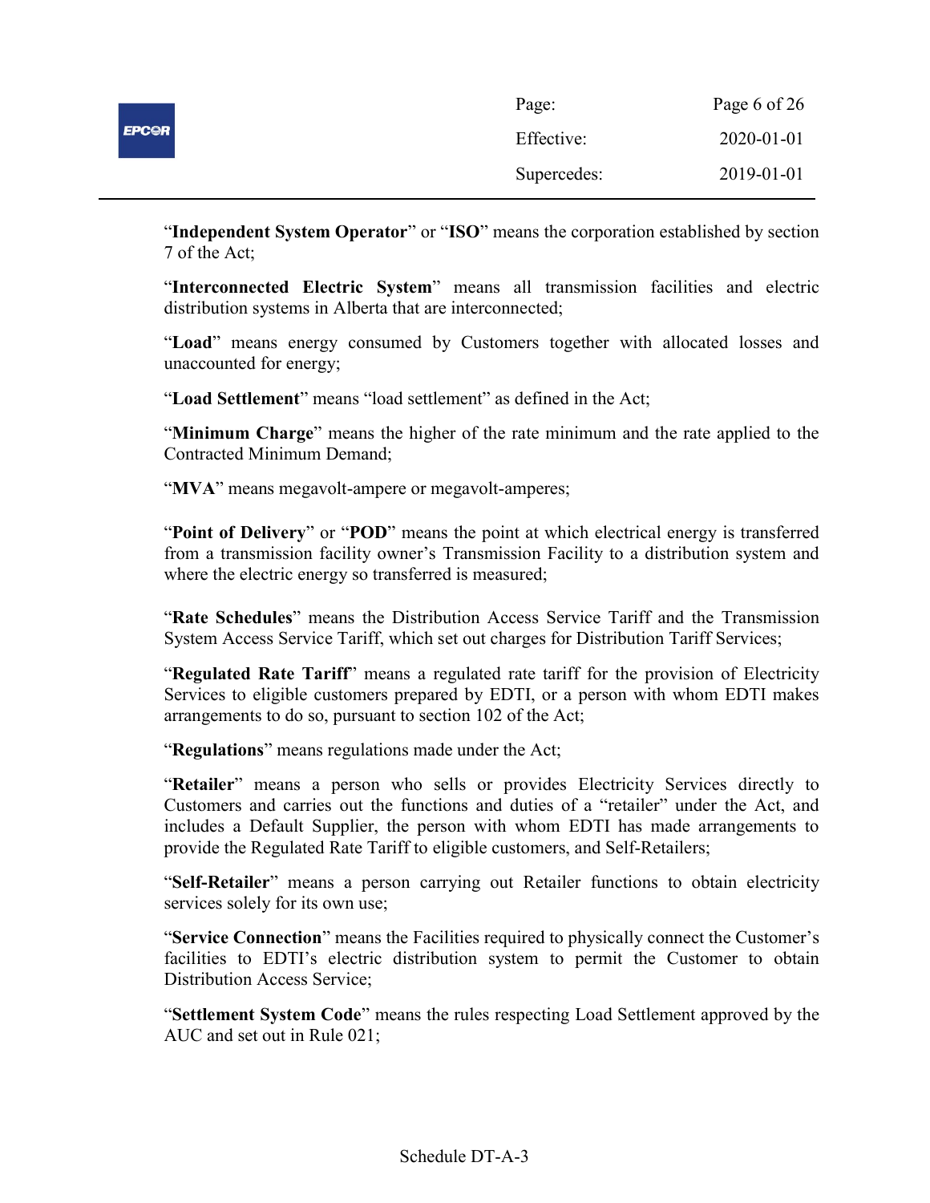"**Independent System Operator**" or "**ISO**" means the corporation established by section 7 of the Act;

"**Interconnected Electric System**" means all transmission facilities and electric distribution systems in Alberta that are interconnected;

"**Load**" means energy consumed by Customers together with allocated losses and unaccounted for energy;

"**Load Settlement**" means "load settlement" as defined in the Act;

"**Minimum Charge**" means the higher of the rate minimum and the rate applied to the Contracted Minimum Demand;

"**MVA**" means megavolt-ampere or megavolt-amperes;

"**Point of Delivery**" or "**POD**" means the point at which electrical energy is transferred from a transmission facility owner's Transmission Facility to a distribution system and where the electric energy so transferred is measured;

"**Rate Schedules**" means the Distribution Access Service Tariff and the Transmission System Access Service Tariff, which set out charges for Distribution Tariff Services;

"**Regulated Rate Tariff**" means a regulated rate tariff for the provision of Electricity Services to eligible customers prepared by EDTI, or a person with whom EDTI makes arrangements to do so, pursuant to section 102 of the Act;

"**Regulations**" means regulations made under the Act;

"**Retailer**" means a person who sells or provides Electricity Services directly to Customers and carries out the functions and duties of a "retailer" under the Act, and includes a Default Supplier, the person with whom EDTI has made arrangements to provide the Regulated Rate Tariff to eligible customers, and Self-Retailers;

"**Self-Retailer**" means a person carrying out Retailer functions to obtain electricity services solely for its own use;

"**Service Connection**" means the Facilities required to physically connect the Customer's facilities to EDTI's electric distribution system to permit the Customer to obtain Distribution Access Service;

"**Settlement System Code**" means the rules respecting Load Settlement approved by the AUC and set out in Rule 021;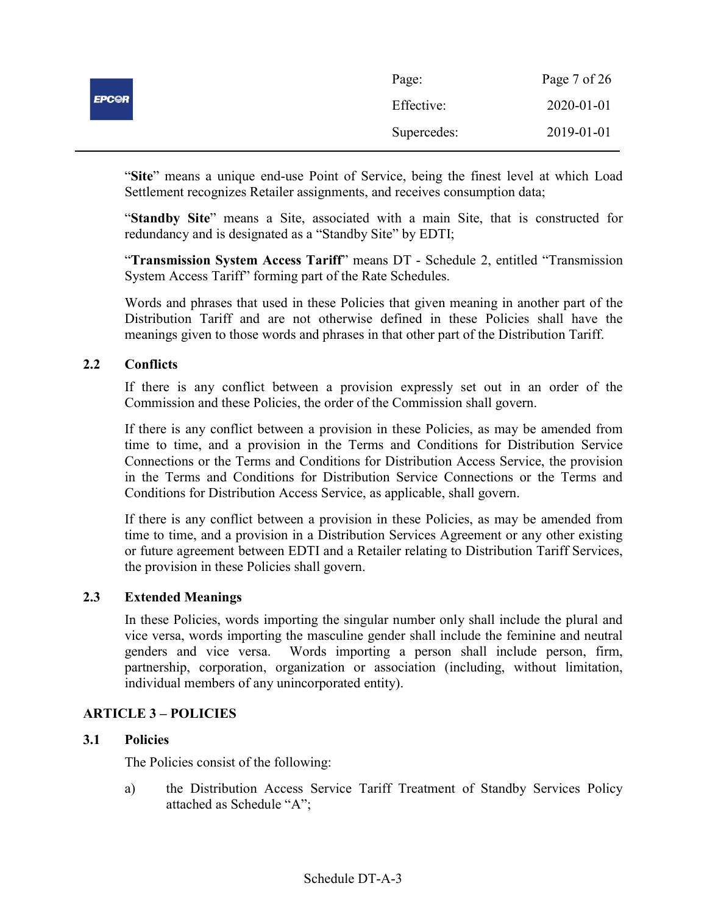"**Site**" means a unique end-use Point of Service, being the finest level at which Load Settlement recognizes Retailer assignments, and receives consumption data;

"**Standby Site**" means a Site, associated with a main Site, that is constructed for redundancy and is designated as a "Standby Site" by EDTI;

"**Transmission System Access Tariff**" means DT - Schedule 2, entitled "Transmission System Access Tariff" forming part of the Rate Schedules.

Words and phrases that used in these Policies that given meaning in another part of the Distribution Tariff and are not otherwise defined in these Policies shall have the meanings given to those words and phrases in that other part of the Distribution Tariff.

### 2.2 Conflicts

If there is any conflict between a provision expressly set out in an order of the Commission and these Policies, the order of the Commission shall govern.

If there is any conflict between a provision in these Policies, as may be amended from time to time, and a provision in the Terms and Conditions for Distribution Service Connections or the Terms and Conditions for Distribution Access Service, the provision in the Terms and Conditions for Distribution Service Connections or the Terms and Conditions for Distribution Access Service, as applicable, shall govern.

If there is any conflict between a provision in these Policies, as may be amended from time to time, and a provision in a Distribution Services Agreement or any other existing or future agreement between EDTI and a Retailer relating to Distribution Tariff Services, the provision in these Policies shall govern.

### 2.3 Extended Meanings

In these Policies, words importing the singular number only shall include the plural and vice versa, words importing the masculine gender shall include the feminine and neutral genders and vice versa. Words importing a person shall include person, firm, partnership, corporation, organization or association (including, without limitation, individual members of any unincorporated entity).

## ARTICLE 3 – POLICIES

### 3.1 Policies

The Policies consist of the following:

a) the Distribution Access Service Tariff Treatment of Standby Services Policy attached as Schedule "A";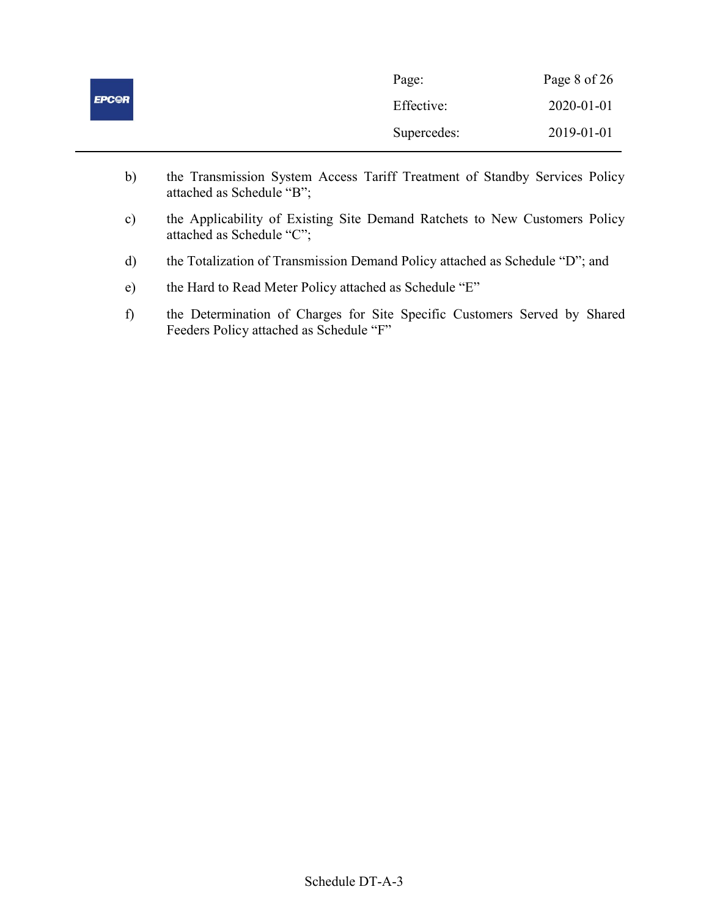b) the Transmission System Access Tariff Treatment of Standby Services Policy attached as Schedule "B";

c) the Applicability of Existing Site Demand Ratchets to New Customers Policy attached as Schedule "C";

d) the Totalization of Transmission Demand Policy attached as Schedule "D"; and

e) the Hard to Read Meter Policy attached as Schedule "E"

f) the Determination of Charges for Site Specific Customers Served by Shared Feeders Policy attached as Schedule "F"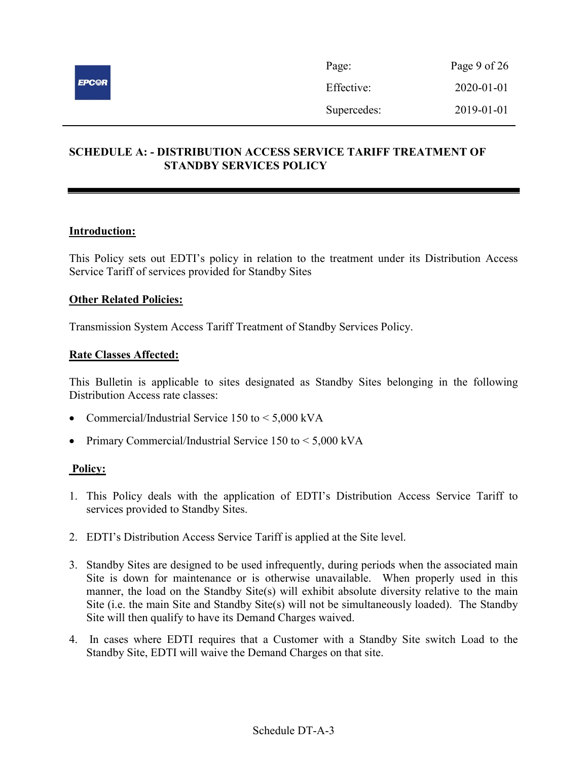## SCHEDULE A: - DISTRIBUTION ACCESS SERVICE TARIFF TREATMENT OF STANDBY SERVICES POLICY

### Introduction:

This Policy sets out EDTI's policy in relation to the treatment under its Distribution Access Service Tariff of services provided for Standby Sites

### Other Related Policies:

Transmission System Access Tariff Treatment of Standby Services Policy.

### Rate Classes Affected:

This Bulletin is applicable to sites designated as Standby Sites belonging in the following Distribution Access rate classes:

- Commercial/Industrial Service 150 to < 5,000 kVA
- Primary Commercial/Industrial Service 150 to < 5,000 kVA

### Policy:

1. This Policy deals with the application of EDTI's Distribution Access Service Tariff to services provided to Standby Sites.
2. EDTI's Distribution Access Service Tariff is applied at the Site level.
3. Standby Sites are designed to be used infrequently, during periods when the associated main Site is down for maintenance or is otherwise unavailable. When properly used in this manner, the load on the Standby Site(s) will exhibit absolute diversity relative to the main Site (i.e. the main Site and Standby Site(s) will not be simultaneously loaded). The Standby Site will then qualify to have its Demand Charges waived.
4. In cases where EDTI requires that a Customer with a Standby Site switch Load to the Standby Site, EDTI will waive the Demand Charges on that site.

Schedule DT-A-3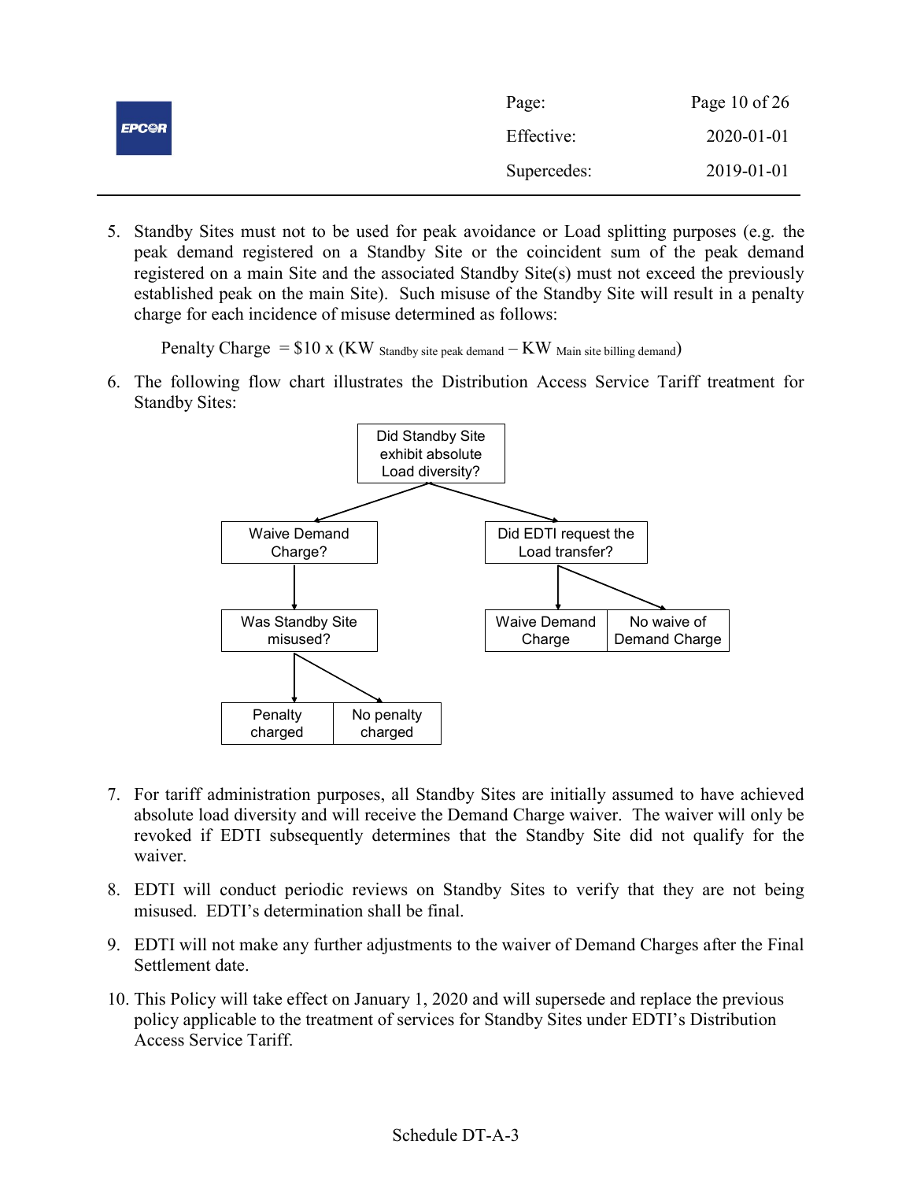5. Standby Sites must not to be used for peak avoidance or Load splitting purposes (e.g. the peak demand registered on a Standby Site or the coincident sum of the peak demand registered on a main Site and the associated Standby Site(s) must not exceed the previously established peak on the main Site). Such misuse of the Standby Site will result in a penalty charge for each incidence of misuse determined as follows:

   $$\text{Penalty Charge} = \$10 \times (KW_{\text{Standby site peak demand}} - KW_{\text{Main site billing demand}})$$

6. The following flow chart illustrates the Distribution Access Service Tariff treatment for Standby Sites:

   - Did Standby Site exhibit absolute Load diversity?
     - Waive Demand Charge?
       - Was Standby Site misused?
         - Penalty charged
         - No penalty charged
     - Did EDTI request the Load transfer?
       - Waive Demand Charge
       - No waive of Demand Charge

7. For tariff administration purposes, all Standby Sites are initially assumed to have achieved absolute load diversity and will receive the Demand Charge waiver. The waiver will only be revoked if EDTI subsequently determines that the Standby Site did not qualify for the waiver.

8. EDTI will conduct periodic reviews on Standby Sites to verify that they are not being misused. EDTI's determination shall be final.

9. EDTI will not make any further adjustments to the waiver of Demand Charges after the Final Settlement date.

10. This Policy will take effect on January 1, 2020 and will supersede and replace the previous policy applicable to the treatment of services for Standby Sites under EDTI's Distribution Access Service Tariff.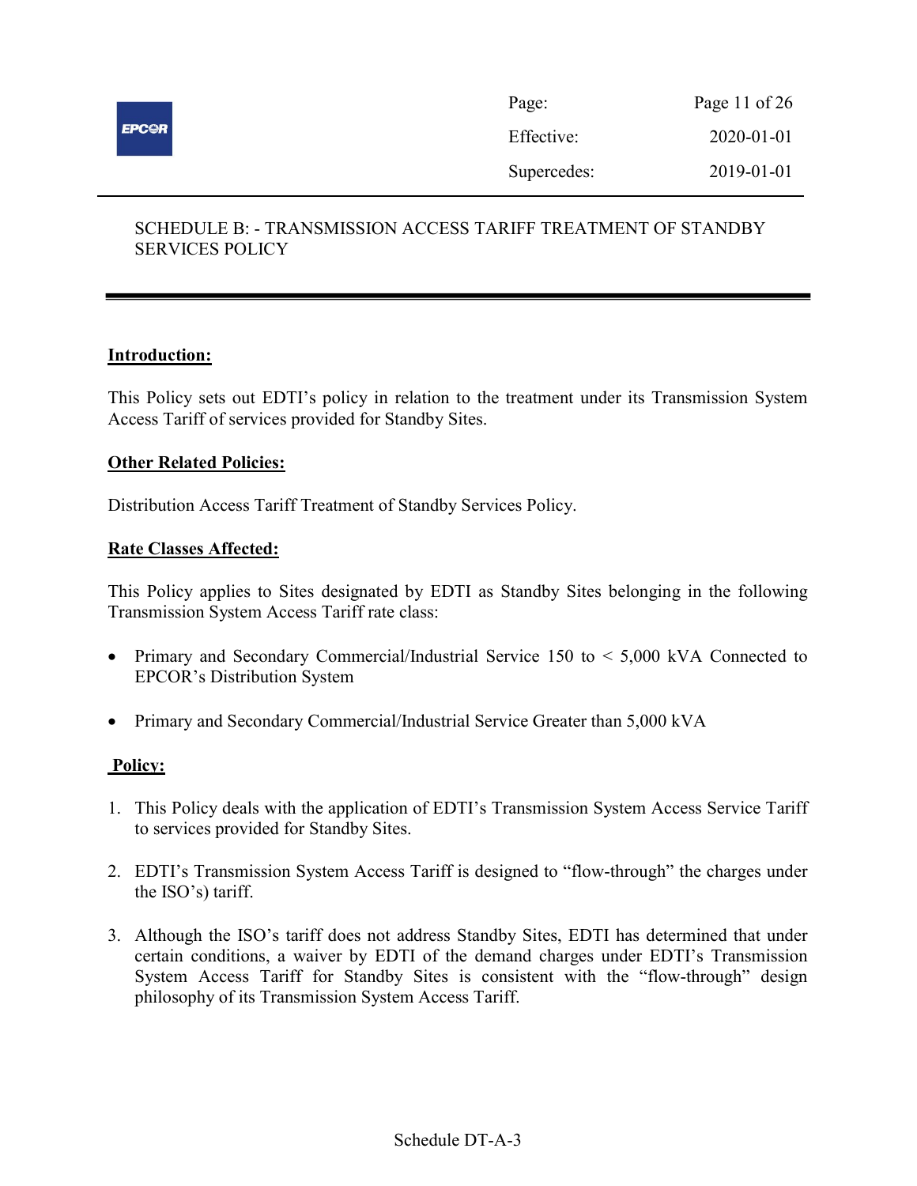# SCHEDULE B: - TRANSMISSION ACCESS TARIFF TREATMENT OF STANDBY SERVICES POLICY

**Introduction:**

This Policy sets out EDTI's policy in relation to the treatment under its Transmission System Access Tariff of services provided for Standby Sites.

**Other Related Policies:**

Distribution Access Tariff Treatment of Standby Services Policy.

**Rate Classes Affected:**

This Policy applies to Sites designated by EDTI as Standby Sites belonging in the following Transmission System Access Tariff rate class:

- Primary and Secondary Commercial/Industrial Service 150 to < 5,000 kVA Connected to EPCOR's Distribution System
- Primary and Secondary Commercial/Industrial Service Greater than 5,000 kVA

**Policy:**

1. This Policy deals with the application of EDTI's Transmission System Access Service Tariff to services provided for Standby Sites.
2. EDTI's Transmission System Access Tariff is designed to "flow-through" the charges under the ISO's) tariff.
3. Although the ISO's tariff does not address Standby Sites, EDTI has determined that under certain conditions, a waiver by EDTI of the demand charges under EDTI's Transmission System Access Tariff for Standby Sites is consistent with the "flow-through" design philosophy of its Transmission System Access Tariff.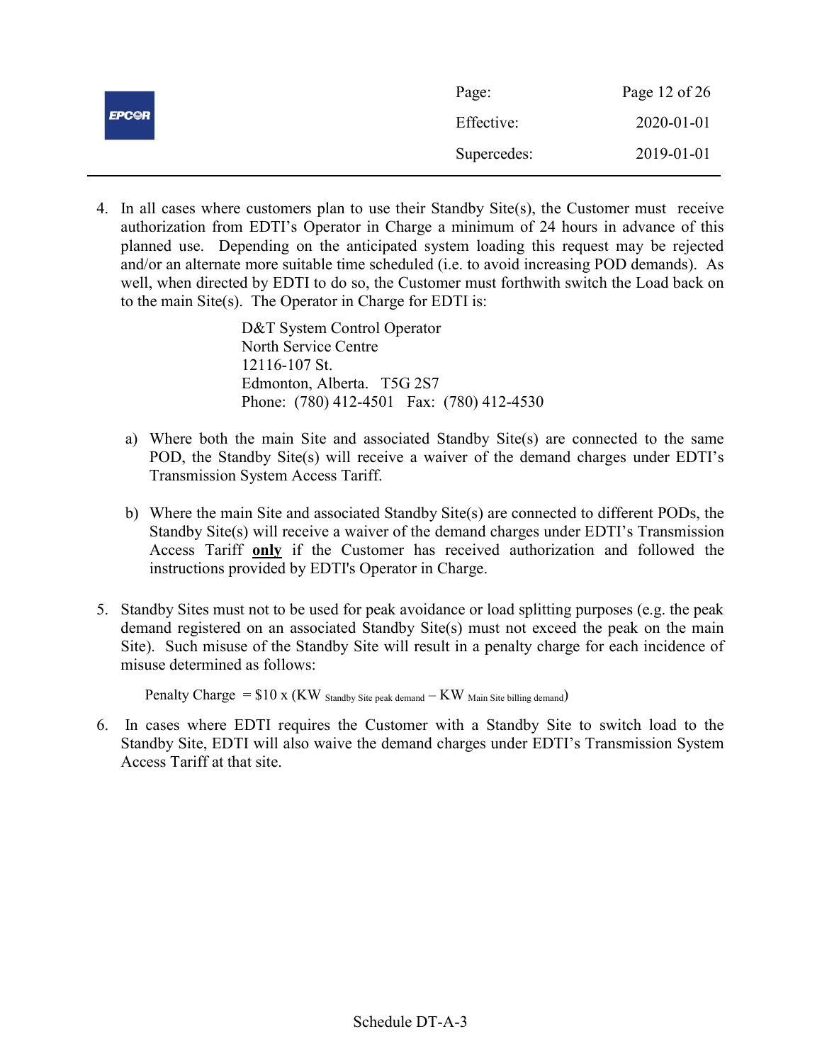4. In all cases where customers plan to use their Standby Site(s), the Customer must receive authorization from EDTI's Operator in Charge a minimum of 24 hours in advance of this planned use. Depending on the anticipated system loading this request may be rejected and/or an alternate more suitable time scheduled (i.e. to avoid increasing POD demands). As well, when directed by EDTI to do so, the Customer must forthwith switch the Load back on to the main Site(s). The Operator in Charge for EDTI is:

   D&T System Control Operator  
   North Service Centre  
   12116-107 St.  
   Edmonton, Alberta. T5G 2S7  
   Phone: (780) 412-4501 Fax: (780) 412-4530

   a) Where both the main Site and associated Standby Site(s) are connected to the same POD, the Standby Site(s) will receive a waiver of the demand charges under EDTI's Transmission System Access Tariff.

   b) Where the main Site and associated Standby Site(s) are connected to different PODs, the Standby Site(s) will receive a waiver of the demand charges under EDTI's Transmission Access Tariff **only** if the Customer has received authorization and followed the instructions provided by EDTI's Operator in Charge.

5. Standby Sites must not to be used for peak avoidance or load splitting purposes (e.g. the peak demand registered on an associated Standby Site(s) must not exceed the peak on the main Site). Such misuse of the Standby Site will result in a penalty charge for each incidence of misuse determined as follows:

   $$\text{Penalty Charge} = \$10 \times (KW_{\text{Standby Site peak demand}} - KW_{\text{Main Site billing demand}})$$

6. In cases where EDTI requires the Customer with a Standby Site to switch load to the Standby Site, EDTI will also waive the demand charges under EDTI's Transmission System Access Tariff at that site.

Schedule DT-A-3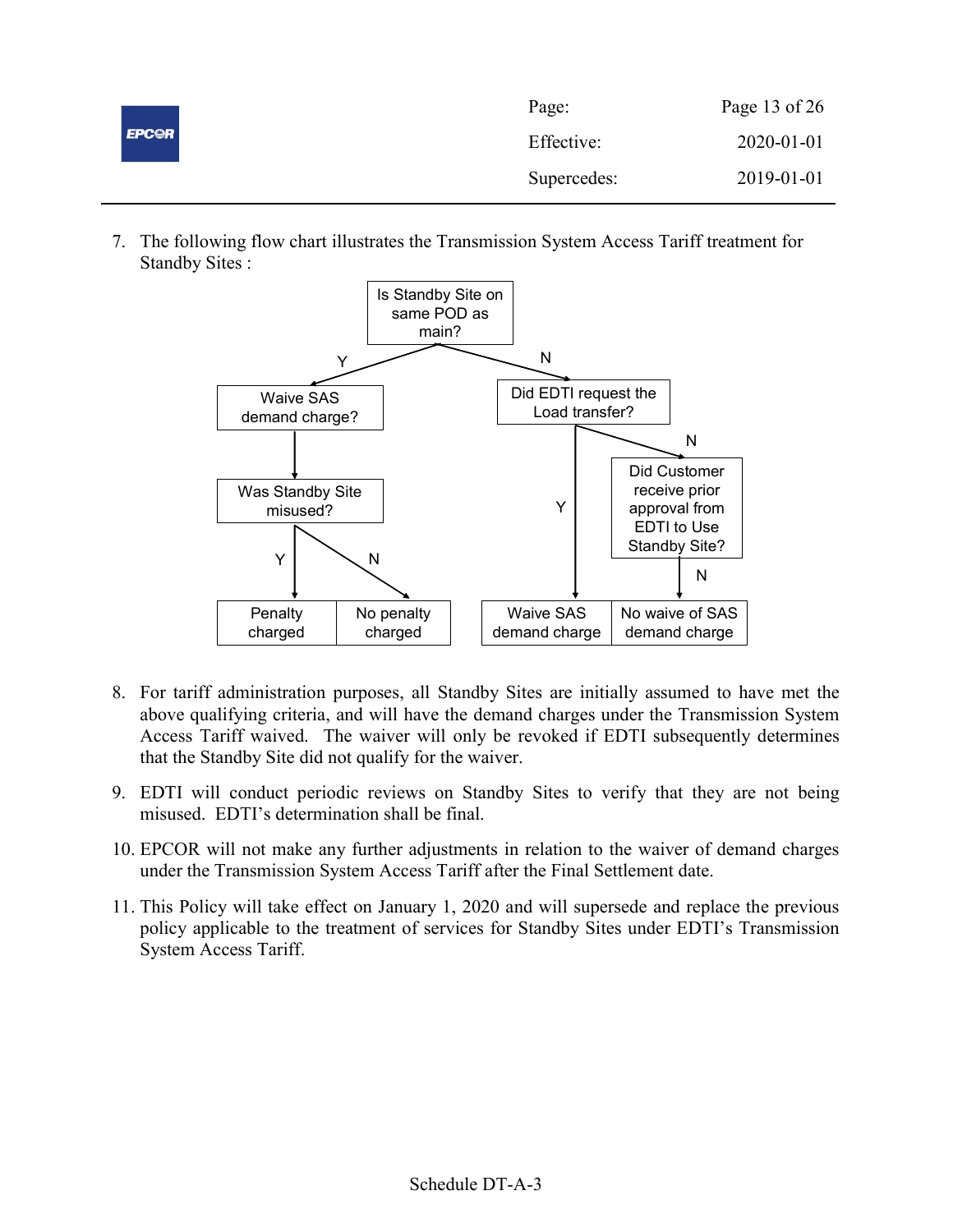7. The following flow chart illustrates the Transmission System Access Tariff treatment for Standby Sites :

- Is Standby Site on same POD as main?
  - Y → Waive SAS demand charge?
    - → Was Standby Site misused?
      - Y → Penalty charged
      - N → No penalty charged
  - N → Did EDTI request the Load transfer?
    - Y → Waive SAS demand charge
    - N → Did Customer receive prior approval from EDTI to Use Standby Site?
      - N → No waive of SAS demand charge

8. For tariff administration purposes, all Standby Sites are initially assumed to have met the above qualifying criteria, and will have the demand charges under the Transmission System Access Tariff waived. The waiver will only be revoked if EDTI subsequently determines that the Standby Site did not qualify for the waiver.

9. EDTI will conduct periodic reviews on Standby Sites to verify that they are not being misused. EDTI's determination shall be final.

10. EPCOR will not make any further adjustments in relation to the waiver of demand charges under the Transmission System Access Tariff after the Final Settlement date.

11. This Policy will take effect on January 1, 2020 and will supersede and replace the previous policy applicable to the treatment of services for Standby Sites under EDTI's Transmission System Access Tariff.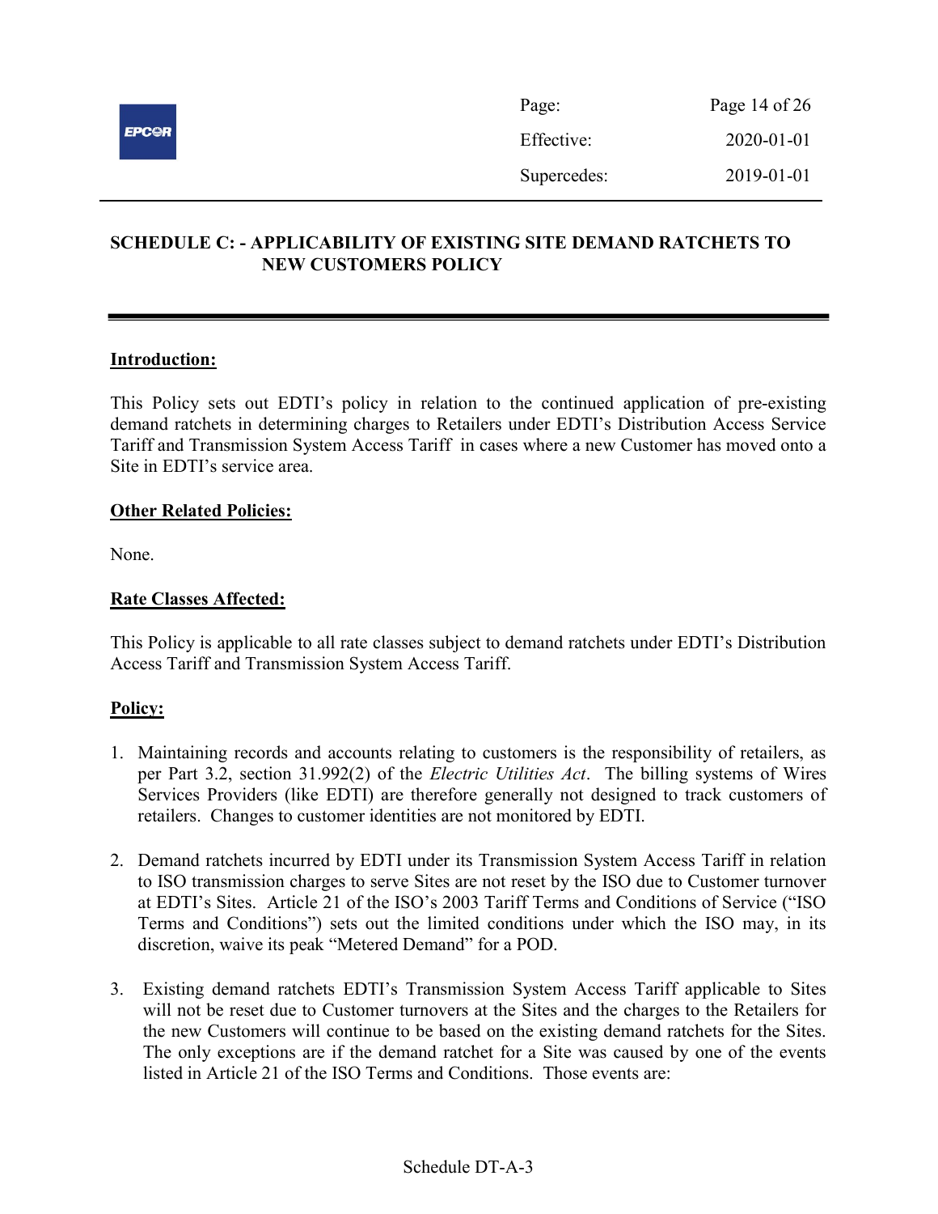## SCHEDULE C: - APPLICABILITY OF EXISTING SITE DEMAND RATCHETS TO NEW CUSTOMERS POLICY

**Introduction:**

This Policy sets out EDTI's policy in relation to the continued application of pre-existing demand ratchets in determining charges to Retailers under EDTI's Distribution Access Service Tariff and Transmission System Access Tariff in cases where a new Customer has moved onto a Site in EDTI's service area.

**Other Related Policies:**

None.

**Rate Classes Affected:**

This Policy is applicable to all rate classes subject to demand ratchets under EDTI's Distribution Access Tariff and Transmission System Access Tariff.

**Policy:**

1. Maintaining records and accounts relating to customers is the responsibility of retailers, as per Part 3.2, section 31.992(2) of the *Electric Utilities Act*. The billing systems of Wires Services Providers (like EDTI) are therefore generally not designed to track customers of retailers. Changes to customer identities are not monitored by EDTI.

2. Demand ratchets incurred by EDTI under its Transmission System Access Tariff in relation to ISO transmission charges to serve Sites are not reset by the ISO due to Customer turnover at EDTI's Sites. Article 21 of the ISO's 2003 Tariff Terms and Conditions of Service ("ISO Terms and Conditions") sets out the limited conditions under which the ISO may, in its discretion, waive its peak "Metered Demand" for a POD.

3. Existing demand ratchets EDTI's Transmission System Access Tariff applicable to Sites will not be reset due to Customer turnovers at the Sites and the charges to the Retailers for the new Customers will continue to be based on the existing demand ratchets for the Sites. The only exceptions are if the demand ratchet for a Site was caused by one of the events listed in Article 21 of the ISO Terms and Conditions. Those events are: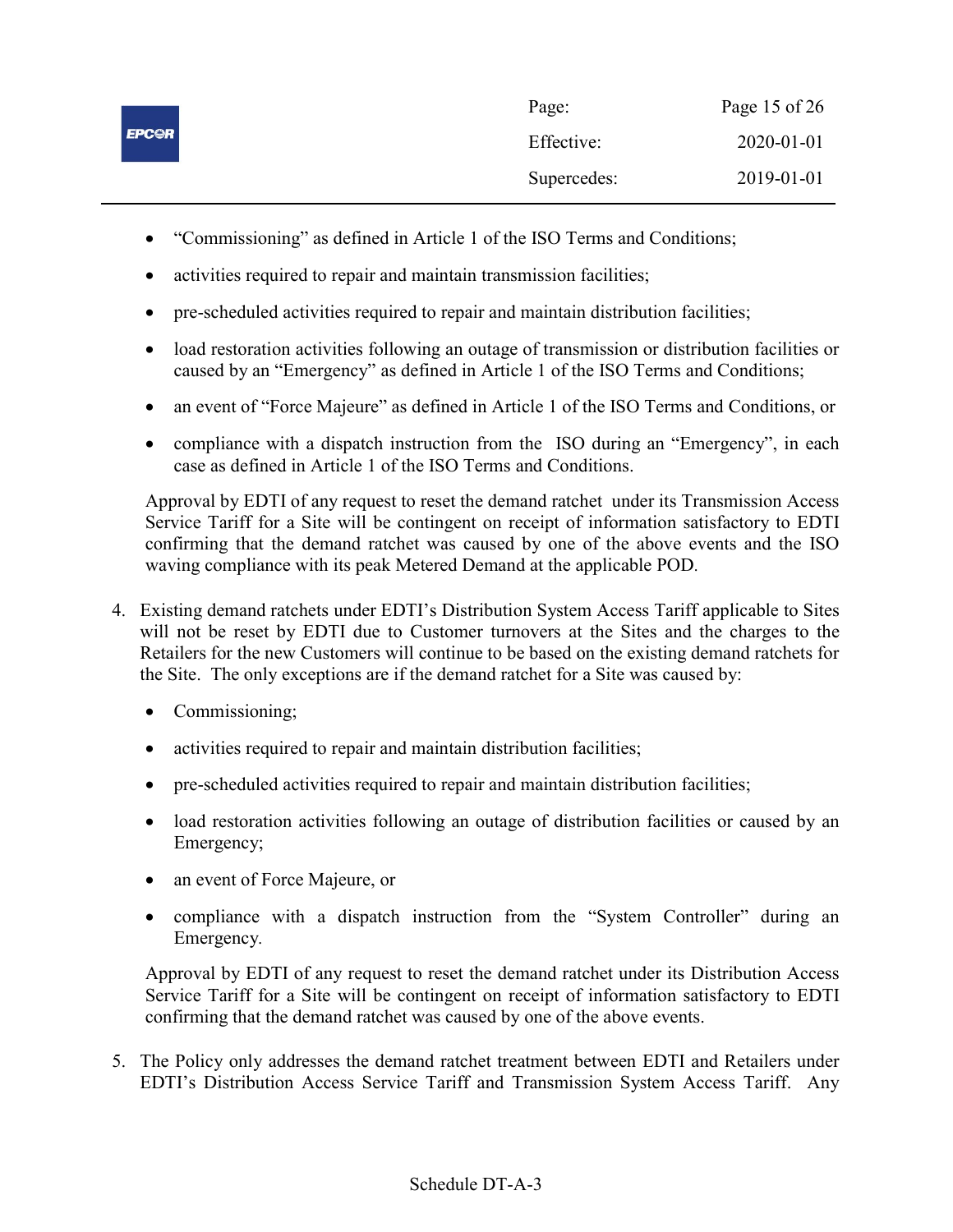- "Commissioning" as defined in Article 1 of the ISO Terms and Conditions;
- activities required to repair and maintain transmission facilities;
- pre-scheduled activities required to repair and maintain distribution facilities;
- load restoration activities following an outage of transmission or distribution facilities or caused by an "Emergency" as defined in Article 1 of the ISO Terms and Conditions;
- an event of "Force Majeure" as defined in Article 1 of the ISO Terms and Conditions, or
- compliance with a dispatch instruction from the ISO during an "Emergency", in each case as defined in Article 1 of the ISO Terms and Conditions.

   Approval by EDTI of any request to reset the demand ratchet under its Transmission Access Service Tariff for a Site will be contingent on receipt of information satisfactory to EDTI confirming that the demand ratchet was caused by one of the above events and the ISO waving compliance with its peak Metered Demand at the applicable POD.

4. Existing demand ratchets under EDTI's Distribution System Access Tariff applicable to Sites will not be reset by EDTI due to Customer turnovers at the Sites and the charges to the Retailers for the new Customers will continue to be based on the existing demand ratchets for the Site. The only exceptions are if the demand ratchet for a Site was caused by:

   - Commissioning;
   - activities required to repair and maintain distribution facilities;
   - pre-scheduled activities required to repair and maintain distribution facilities;
   - load restoration activities following an outage of distribution facilities or caused by an Emergency;
   - an event of Force Majeure, or
   - compliance with a dispatch instruction from the "System Controller" during an Emergency.

   Approval by EDTI of any request to reset the demand ratchet under its Distribution Access Service Tariff for a Site will be contingent on receipt of information satisfactory to EDTI confirming that the demand ratchet was caused by one of the above events.

5. The Policy only addresses the demand ratchet treatment between EDTI and Retailers under EDTI's Distribution Access Service Tariff and Transmission System Access Tariff. Any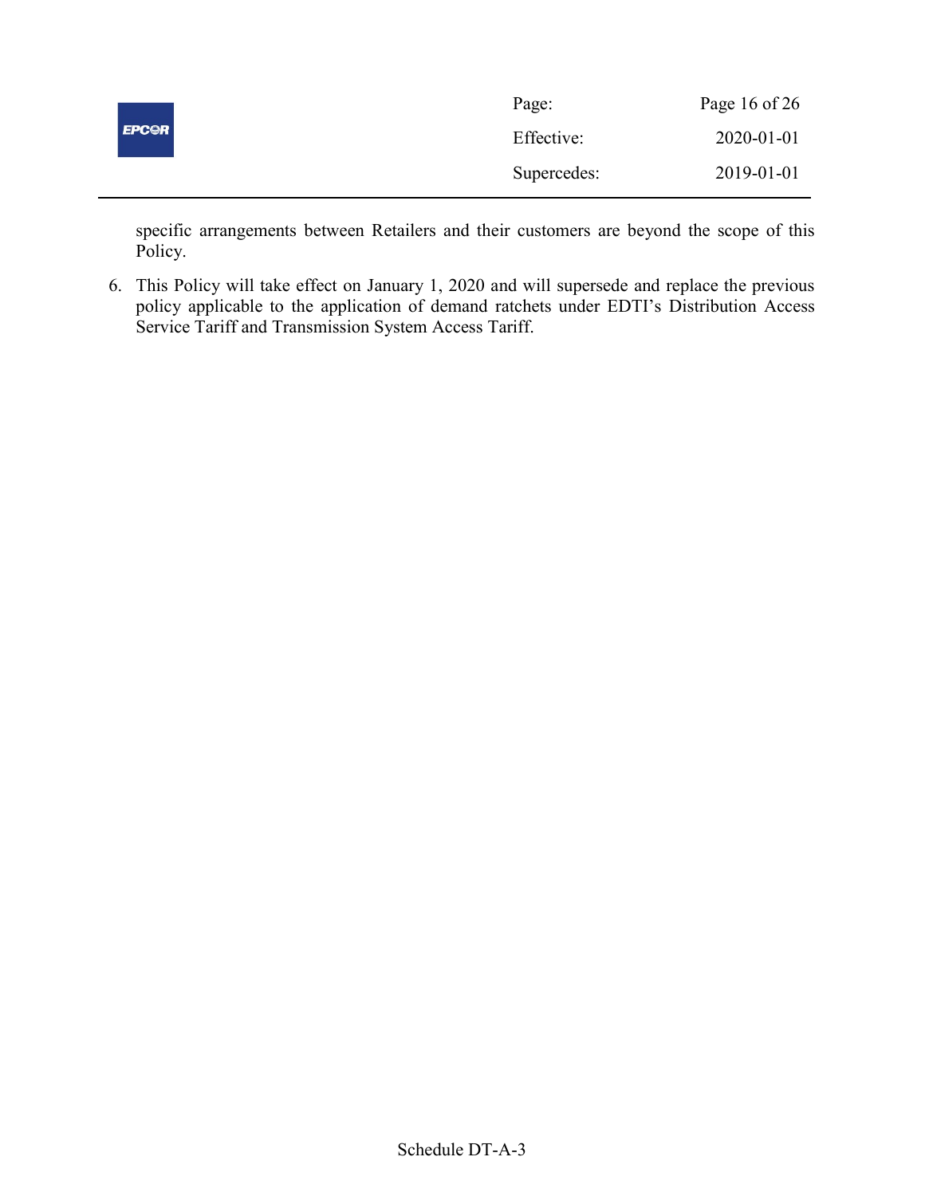specific arrangements between Retailers and their customers are beyond the scope of this Policy.

6. This Policy will take effect on January 1, 2020 and will supersede and replace the previous policy applicable to the application of demand ratchets under EDTI's Distribution Access Service Tariff and Transmission System Access Tariff.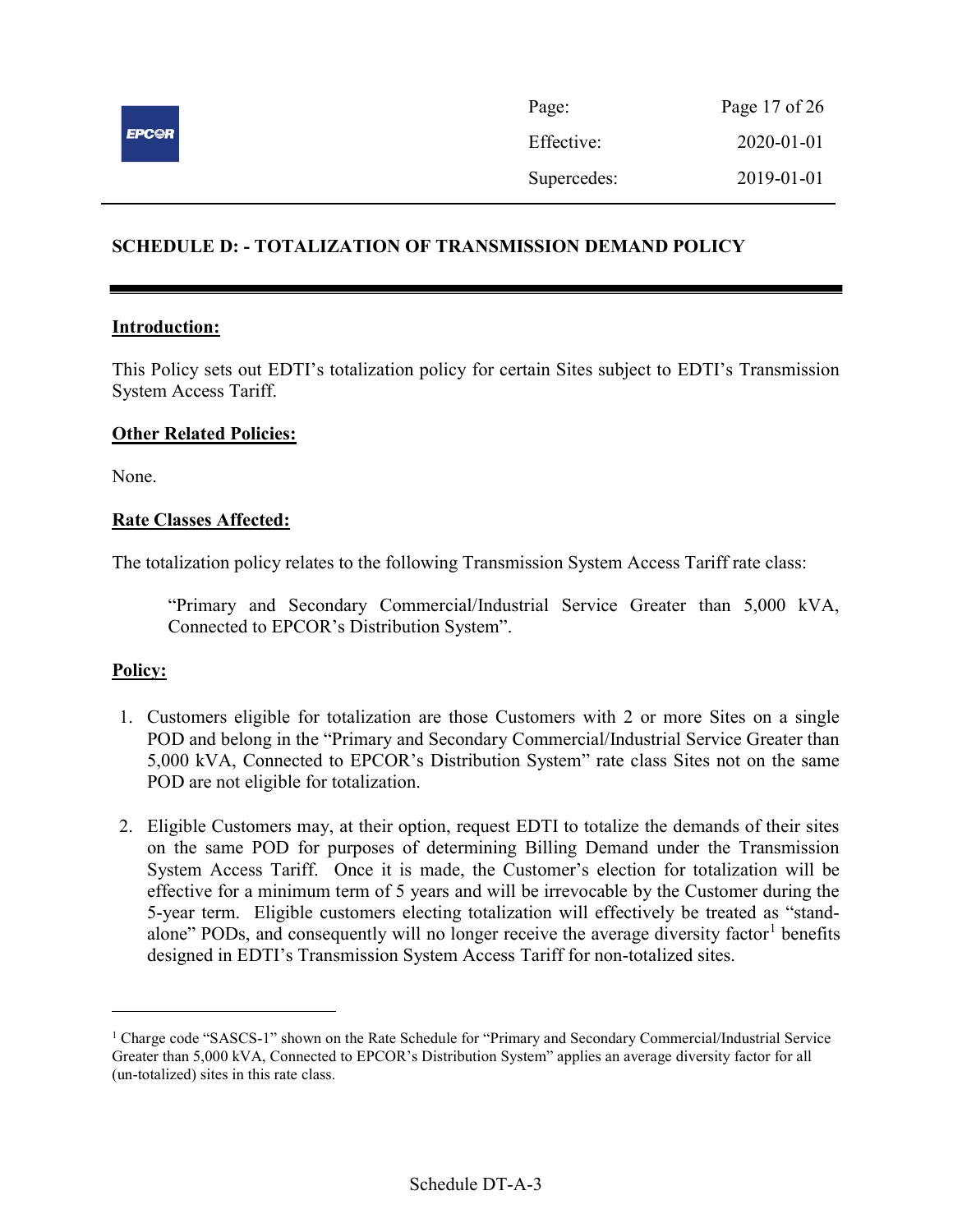## SCHEDULE D: - TOTALIZATION OF TRANSMISSION DEMAND POLICY

**Introduction:**

This Policy sets out EDTI's totalization policy for certain Sites subject to EDTI's Transmission System Access Tariff.

**Other Related Policies:**

None.

**Rate Classes Affected:**

The totalization policy relates to the following Transmission System Access Tariff rate class:

> "Primary and Secondary Commercial/Industrial Service Greater than 5,000 kVA, Connected to EPCOR's Distribution System".

**Policy:**

1. Customers eligible for totalization are those Customers with 2 or more Sites on a single POD and belong in the "Primary and Secondary Commercial/Industrial Service Greater than 5,000 kVA, Connected to EPCOR's Distribution System" rate class Sites not on the same POD are not eligible for totalization.

2. Eligible Customers may, at their option, request EDTI to totalize the demands of their sites on the same POD for purposes of determining Billing Demand under the Transmission System Access Tariff. Once it is made, the Customer's election for totalization will be effective for a minimum term of 5 years and will be irrevocable by the Customer during the 5-year term. Eligible customers electing totalization will effectively be treated as "stand-alone" PODs, and consequently will no longer receive the average diversity factor[1] benefits designed in EDTI's Transmission System Access Tariff for non-totalized sites.

---

[1] Charge code "SASCS-1" shown on the Rate Schedule for "Primary and Secondary Commercial/Industrial Service Greater than 5,000 kVA, Connected to EPCOR's Distribution System" applies an average diversity factor for all (un-totalized) sites in this rate class.

Schedule DT-A-3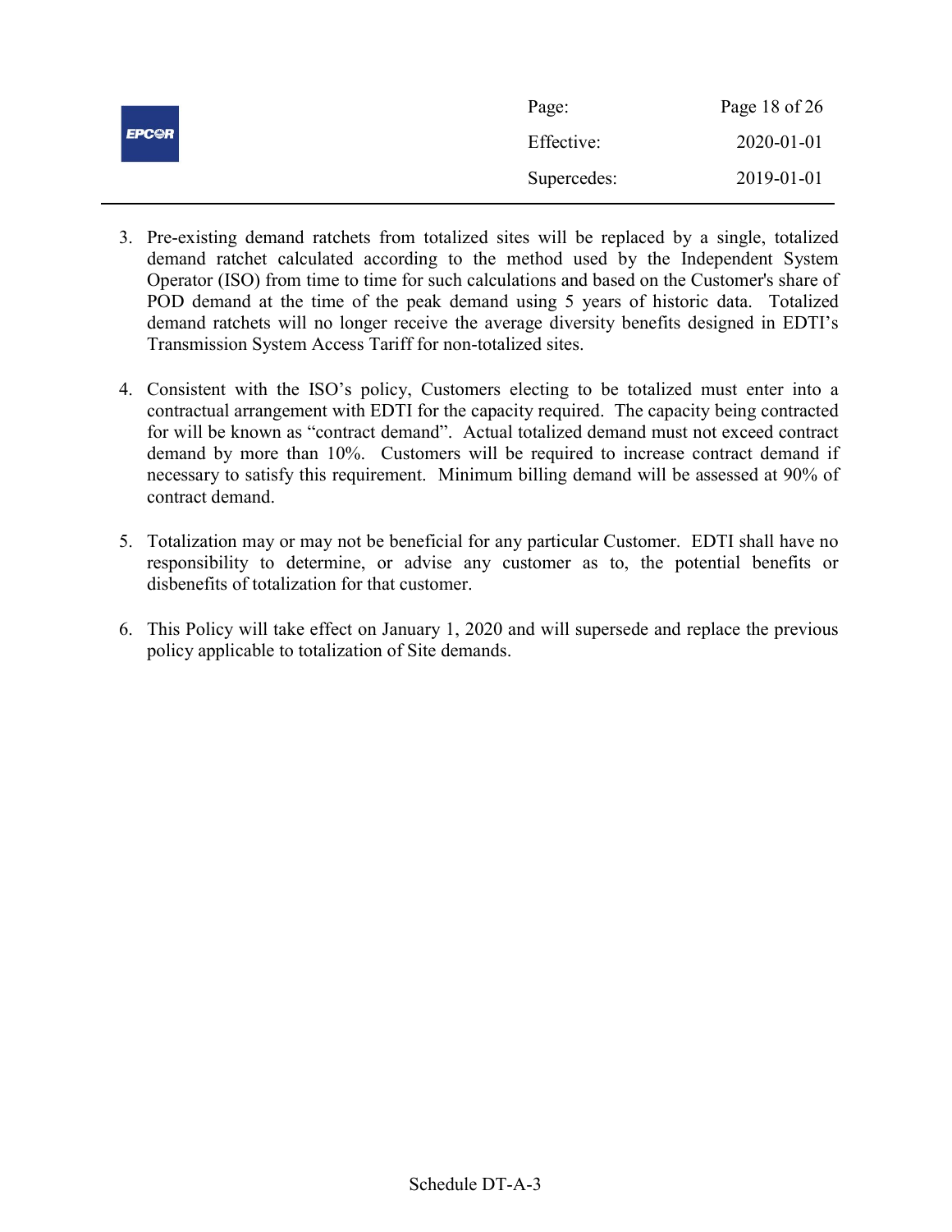3. Pre-existing demand ratchets from totalized sites will be replaced by a single, totalized demand ratchet calculated according to the method used by the Independent System Operator (ISO) from time to time for such calculations and based on the Customer's share of POD demand at the time of the peak demand using 5 years of historic data. Totalized demand ratchets will no longer receive the average diversity benefits designed in EDTI's Transmission System Access Tariff for non-totalized sites.

4. Consistent with the ISO's policy, Customers electing to be totalized must enter into a contractual arrangement with EDTI for the capacity required. The capacity being contracted for will be known as "contract demand". Actual totalized demand must not exceed contract demand by more than 10%. Customers will be required to increase contract demand if necessary to satisfy this requirement. Minimum billing demand will be assessed at 90% of contract demand.

5. Totalization may or may not be beneficial for any particular Customer. EDTI shall have no responsibility to determine, or advise any customer as to, the potential benefits or disbenefits of totalization for that customer.

6. This Policy will take effect on January 1, 2020 and will supersede and replace the previous policy applicable to totalization of Site demands.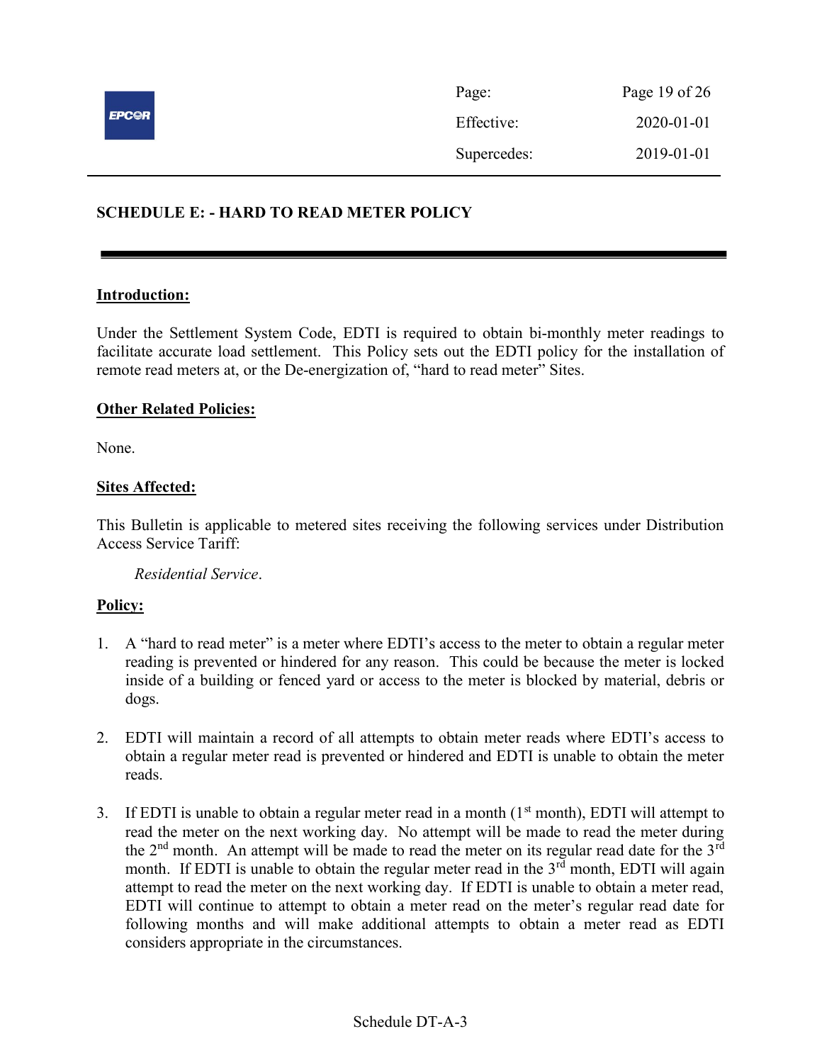## SCHEDULE E: - HARD TO READ METER POLICY

**Introduction:**

Under the Settlement System Code, EDTI is required to obtain bi-monthly meter readings to facilitate accurate load settlement. This Policy sets out the EDTI policy for the installation of remote read meters at, or the De-energization of, "hard to read meter" Sites.

**Other Related Policies:**

None.

**Sites Affected:**

This Bulletin is applicable to metered sites receiving the following services under Distribution Access Service Tariff:

*Residential Service*.

**Policy:**

1. A "hard to read meter" is a meter where EDTI's access to the meter to obtain a regular meter reading is prevented or hindered for any reason. This could be because the meter is locked inside of a building or fenced yard or access to the meter is blocked by material, debris or dogs.

2. EDTI will maintain a record of all attempts to obtain meter reads where EDTI's access to obtain a regular meter read is prevented or hindered and EDTI is unable to obtain the meter reads.

3. If EDTI is unable to obtain a regular meter read in a month (1st month), EDTI will attempt to read the meter on the next working day. No attempt will be made to read the meter during the 2nd month. An attempt will be made to read the meter on its regular read date for the 3rd month. If EDTI is unable to obtain the regular meter read in the 3rd month, EDTI will again attempt to read the meter on the next working day. If EDTI is unable to obtain a meter read, EDTI will continue to attempt to obtain a meter read on the meter's regular read date for following months and will make additional attempts to obtain a meter read as EDTI considers appropriate in the circumstances.

Schedule DT-A-3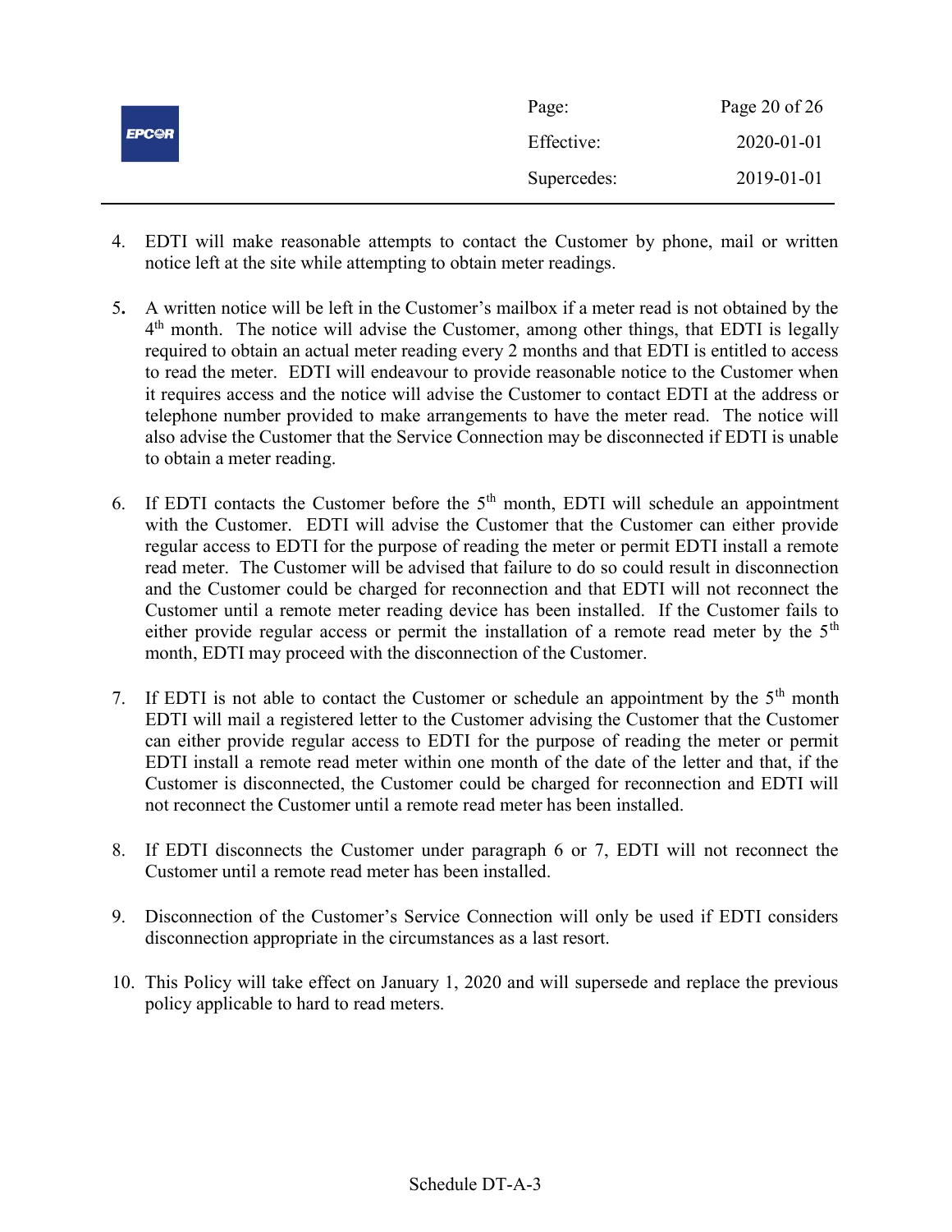4. EDTI will make reasonable attempts to contact the Customer by phone, mail or written notice left at the site while attempting to obtain meter readings.

5. A written notice will be left in the Customer's mailbox if a meter read is not obtained by the 4th month. The notice will advise the Customer, among other things, that EDTI is legally required to obtain an actual meter reading every 2 months and that EDTI is entitled to access to read the meter. EDTI will endeavour to provide reasonable notice to the Customer when it requires access and the notice will advise the Customer to contact EDTI at the address or telephone number provided to make arrangements to have the meter read. The notice will also advise the Customer that the Service Connection may be disconnected if EDTI is unable to obtain a meter reading.

6. If EDTI contacts the Customer before the 5th month, EDTI will schedule an appointment with the Customer. EDTI will advise the Customer that the Customer can either provide regular access to EDTI for the purpose of reading the meter or permit EDTI install a remote read meter. The Customer will be advised that failure to do so could result in disconnection and the Customer could be charged for reconnection and that EDTI will not reconnect the Customer until a remote meter reading device has been installed. If the Customer fails to either provide regular access or permit the installation of a remote read meter by the 5th month, EDTI may proceed with the disconnection of the Customer.

7. If EDTI is not able to contact the Customer or schedule an appointment by the 5th month EDTI will mail a registered letter to the Customer advising the Customer that the Customer can either provide regular access to EDTI for the purpose of reading the meter or permit EDTI install a remote read meter within one month of the date of the letter and that, if the Customer is disconnected, the Customer could be charged for reconnection and EDTI will not reconnect the Customer until a remote read meter has been installed.

8. If EDTI disconnects the Customer under paragraph 6 or 7, EDTI will not reconnect the Customer until a remote read meter has been installed.

9. Disconnection of the Customer's Service Connection will only be used if EDTI considers disconnection appropriate in the circumstances as a last resort.

10. This Policy will take effect on January 1, 2020 and will supersede and replace the previous policy applicable to hard to read meters.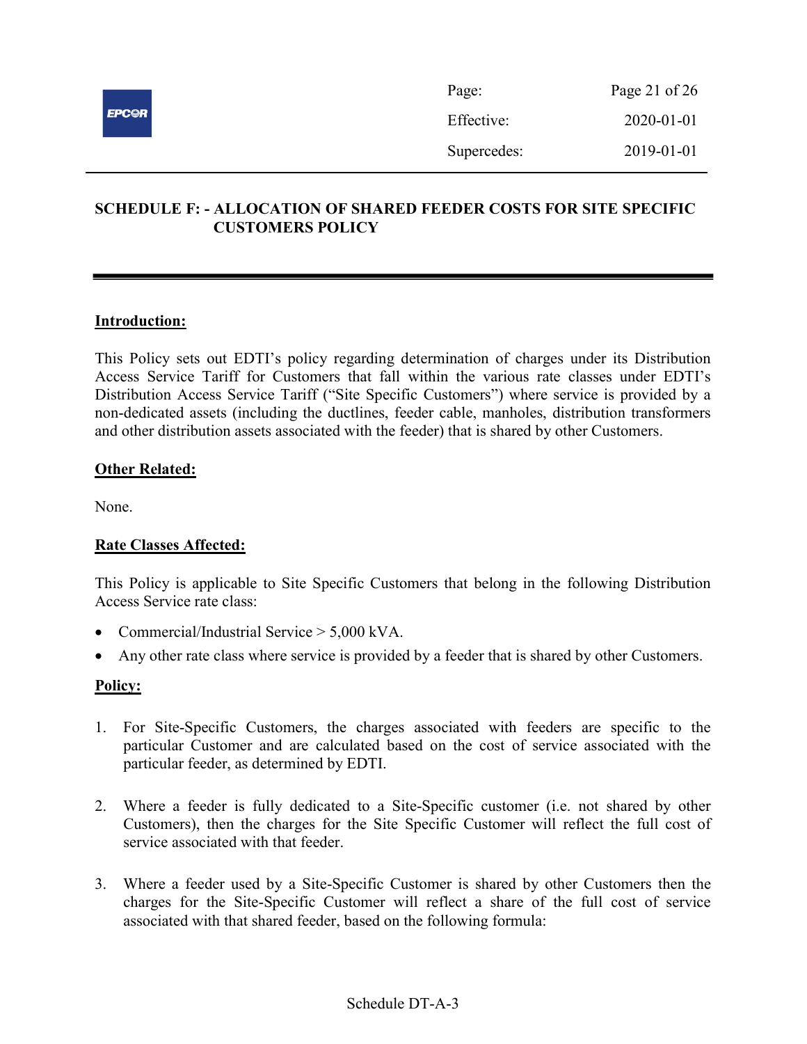## SCHEDULE F: - ALLOCATION OF SHARED FEEDER COSTS FOR SITE SPECIFIC CUSTOMERS POLICY

**Introduction:**

This Policy sets out EDTI's policy regarding determination of charges under its Distribution Access Service Tariff for Customers that fall within the various rate classes under EDTI's Distribution Access Service Tariff ("Site Specific Customers") where service is provided by a non-dedicated assets (including the ductlines, feeder cable, manholes, distribution transformers and other distribution assets associated with the feeder) that is shared by other Customers.

**Other Related:**

None.

**Rate Classes Affected:**

This Policy is applicable to Site Specific Customers that belong in the following Distribution Access Service rate class:

- Commercial/Industrial Service > 5,000 kVA.
- Any other rate class where service is provided by a feeder that is shared by other Customers.

**Policy:**

1. For Site-Specific Customers, the charges associated with feeders are specific to the particular Customer and are calculated based on the cost of service associated with the particular feeder, as determined by EDTI.

2. Where a feeder is fully dedicated to a Site-Specific customer (i.e. not shared by other Customers), then the charges for the Site Specific Customer will reflect the full cost of service associated with that feeder.

3. Where a feeder used by a Site-Specific Customer is shared by other Customers then the charges for the Site-Specific Customer will reflect a share of the full cost of service associated with that shared feeder, based on the following formula:

Schedule DT-A-3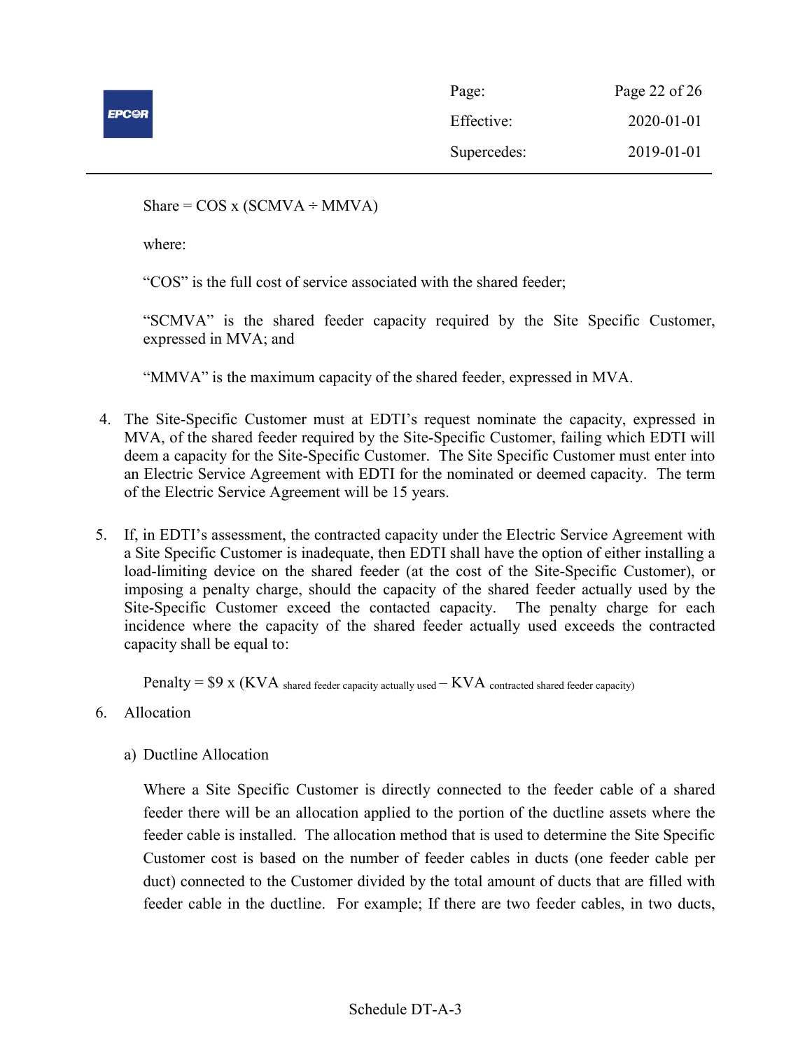Share = COS x (SCMVA ÷ MMVA)

where:

“COS” is the full cost of service associated with the shared feeder;

“SCMVA” is the shared feeder capacity required by the Site Specific Customer, expressed in MVA; and

“MMVA” is the maximum capacity of the shared feeder, expressed in MVA.

4. The Site-Specific Customer must at EDTI’s request nominate the capacity, expressed in MVA, of the shared feeder required by the Site-Specific Customer, failing which EDTI will deem a capacity for the Site-Specific Customer. The Site Specific Customer must enter into an Electric Service Agreement with EDTI for the nominated or deemed capacity. The term of the Electric Service Agreement will be 15 years.

5. If, in EDTI’s assessment, the contracted capacity under the Electric Service Agreement with a Site Specific Customer is inadequate, then EDTI shall have the option of either installing a load-limiting device on the shared feeder (at the cost of the Site-Specific Customer), or imposing a penalty charge, should the capacity of the shared feeder actually used by the Site-Specific Customer exceed the contacted capacity. The penalty charge for each incidence where the capacity of the shared feeder actually used exceeds the contracted capacity shall be equal to:

   Penalty = \$9 x ($KVA_{\text{shared feeder capacity actually used}} - KVA_{\text{contracted shared feeder capacity}}$)

6. Allocation

   a) Ductline Allocation

   Where a Site Specific Customer is directly connected to the feeder cable of a shared feeder there will be an allocation applied to the portion of the ductline assets where the feeder cable is installed. The allocation method that is used to determine the Site Specific Customer cost is based on the number of feeder cables in ducts (one feeder cable per duct) connected to the Customer divided by the total amount of ducts that are filled with feeder cable in the ductline. For example; If there are two feeder cables, in two ducts,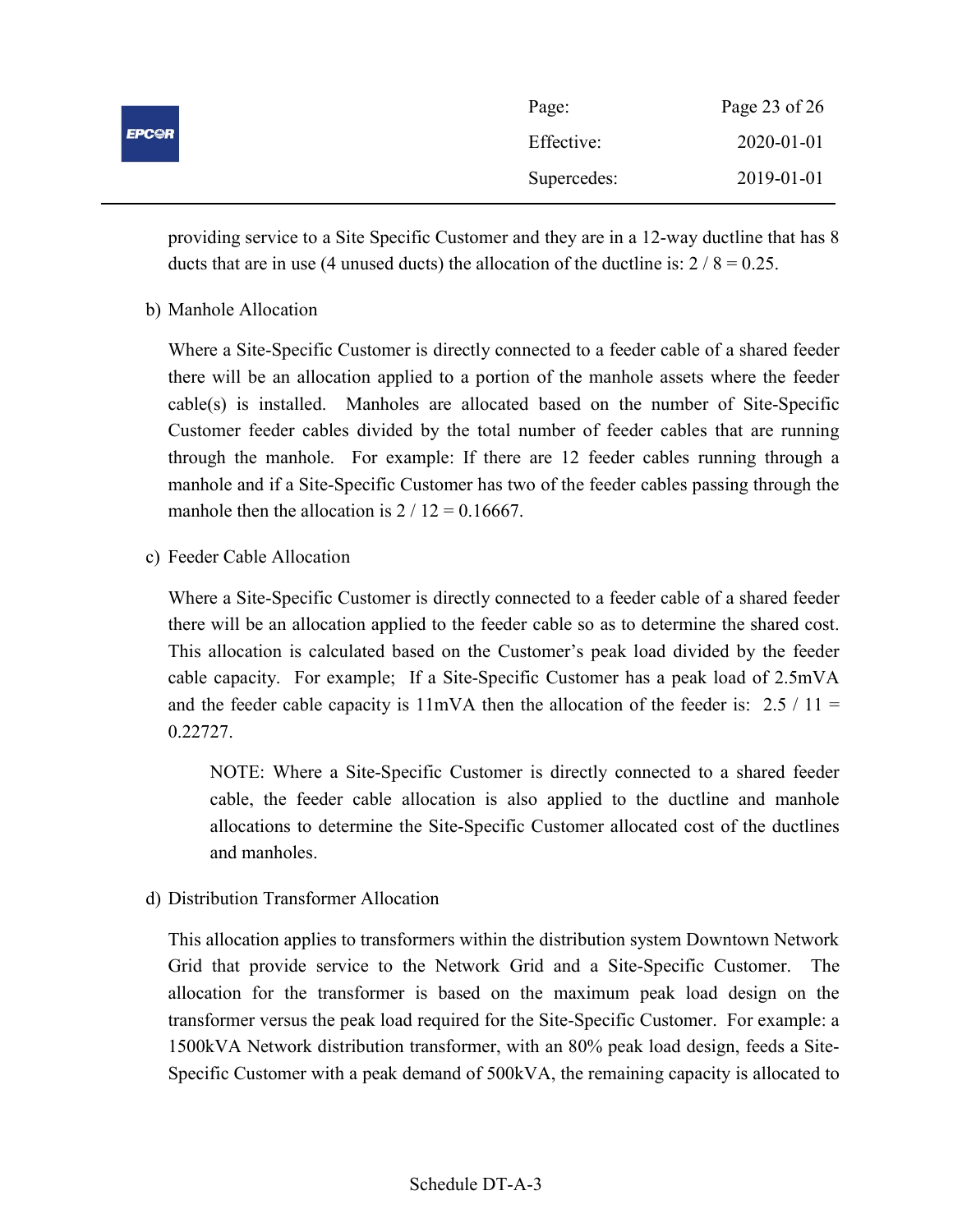providing service to a Site Specific Customer and they are in a 12-way ductline that has 8 ducts that are in use (4 unused ducts) the allocation of the ductline is: $2 / 8 = 0.25$.

b) Manhole Allocation

Where a Site-Specific Customer is directly connected to a feeder cable of a shared feeder there will be an allocation applied to a portion of the manhole assets where the feeder cable(s) is installed. Manholes are allocated based on the number of Site-Specific Customer feeder cables divided by the total number of feeder cables that are running through the manhole. For example: If there are 12 feeder cables running through a manhole and if a Site-Specific Customer has two of the feeder cables passing through the manhole then the allocation is $2 / 12 = 0.16667$.

c) Feeder Cable Allocation

Where a Site-Specific Customer is directly connected to a feeder cable of a shared feeder there will be an allocation applied to the feeder cable so as to determine the shared cost. This allocation is calculated based on the Customer's peak load divided by the feeder cable capacity. For example; If a Site-Specific Customer has a peak load of 2.5mVA and the feeder cable capacity is 11mVA then the allocation of the feeder is: $2.5 / 11 = 0.22727$.

> NOTE: Where a Site-Specific Customer is directly connected to a shared feeder cable, the feeder cable allocation is also applied to the ductline and manhole allocations to determine the Site-Specific Customer allocated cost of the ductlines and manholes.

d) Distribution Transformer Allocation

This allocation applies to transformers within the distribution system Downtown Network Grid that provide service to the Network Grid and a Site-Specific Customer. The allocation for the transformer is based on the maximum peak load design on the transformer versus the peak load required for the Site-Specific Customer. For example: a 1500kVA Network distribution transformer, with an 80% peak load design, feeds a Site-Specific Customer with a peak demand of 500kVA, the remaining capacity is allocated to

Schedule DT-A-3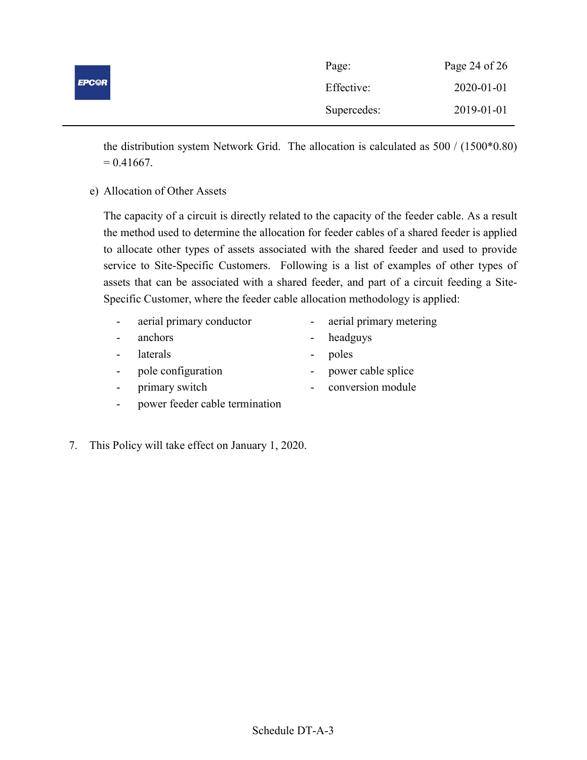the distribution system Network Grid. The allocation is calculated as 500 / (1500*0.80) = 0.41667.

e) Allocation of Other Assets

The capacity of a circuit is directly related to the capacity of the feeder cable. As a result the method used to determine the allocation for feeder cables of a shared feeder is applied to allocate other types of assets associated with the shared feeder and used to provide service to Site-Specific Customers. Following is a list of examples of other types of assets that can be associated with a shared feeder, and part of a circuit feeding a Site-Specific Customer, where the feeder cable allocation methodology is applied:

- aerial primary conductor
- anchors
- laterals
- pole configuration
- primary switch
- power feeder cable termination
- aerial primary metering
- headguys
- poles
- power cable splice
- conversion module

7. This Policy will take effect on January 1, 2020.

Schedule DT-A-3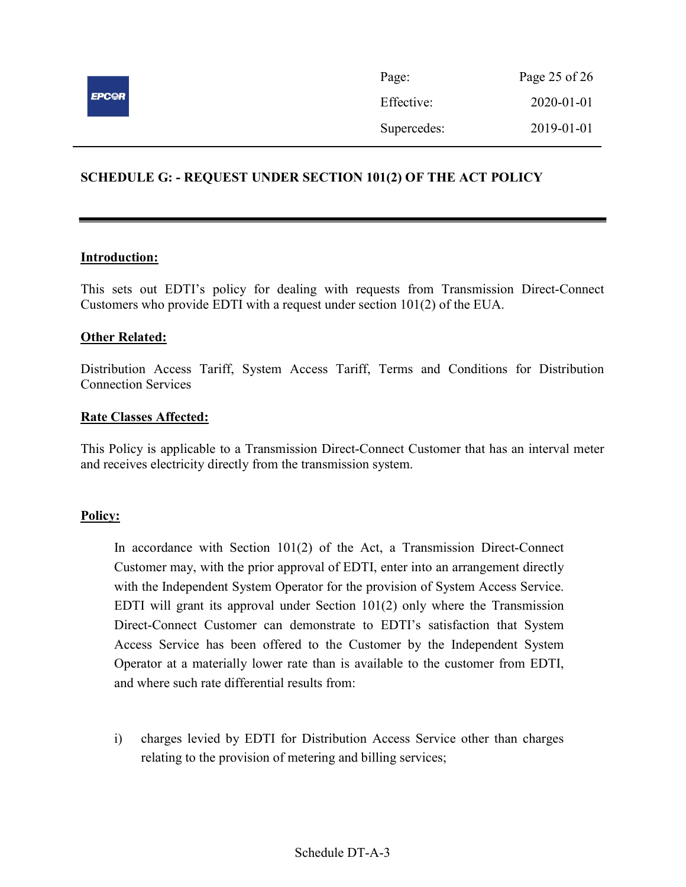## SCHEDULE G: - REQUEST UNDER SECTION 101(2) OF THE ACT POLICY

**Introduction:**

This sets out EDTI's policy for dealing with requests from Transmission Direct-Connect Customers who provide EDTI with a request under section 101(2) of the EUA.

**Other Related:**

Distribution Access Tariff, System Access Tariff, Terms and Conditions for Distribution Connection Services

**Rate Classes Affected:**

This Policy is applicable to a Transmission Direct-Connect Customer that has an interval meter and receives electricity directly from the transmission system.

**Policy:**

In accordance with Section 101(2) of the Act, a Transmission Direct-Connect Customer may, with the prior approval of EDTI, enter into an arrangement directly with the Independent System Operator for the provision of System Access Service. EDTI will grant its approval under Section 101(2) only where the Transmission Direct-Connect Customer can demonstrate to EDTI's satisfaction that System Access Service has been offered to the Customer by the Independent System Operator at a materially lower rate than is available to the customer from EDTI, and where such rate differential results from:

i) charges levied by EDTI for Distribution Access Service other than charges relating to the provision of metering and billing services;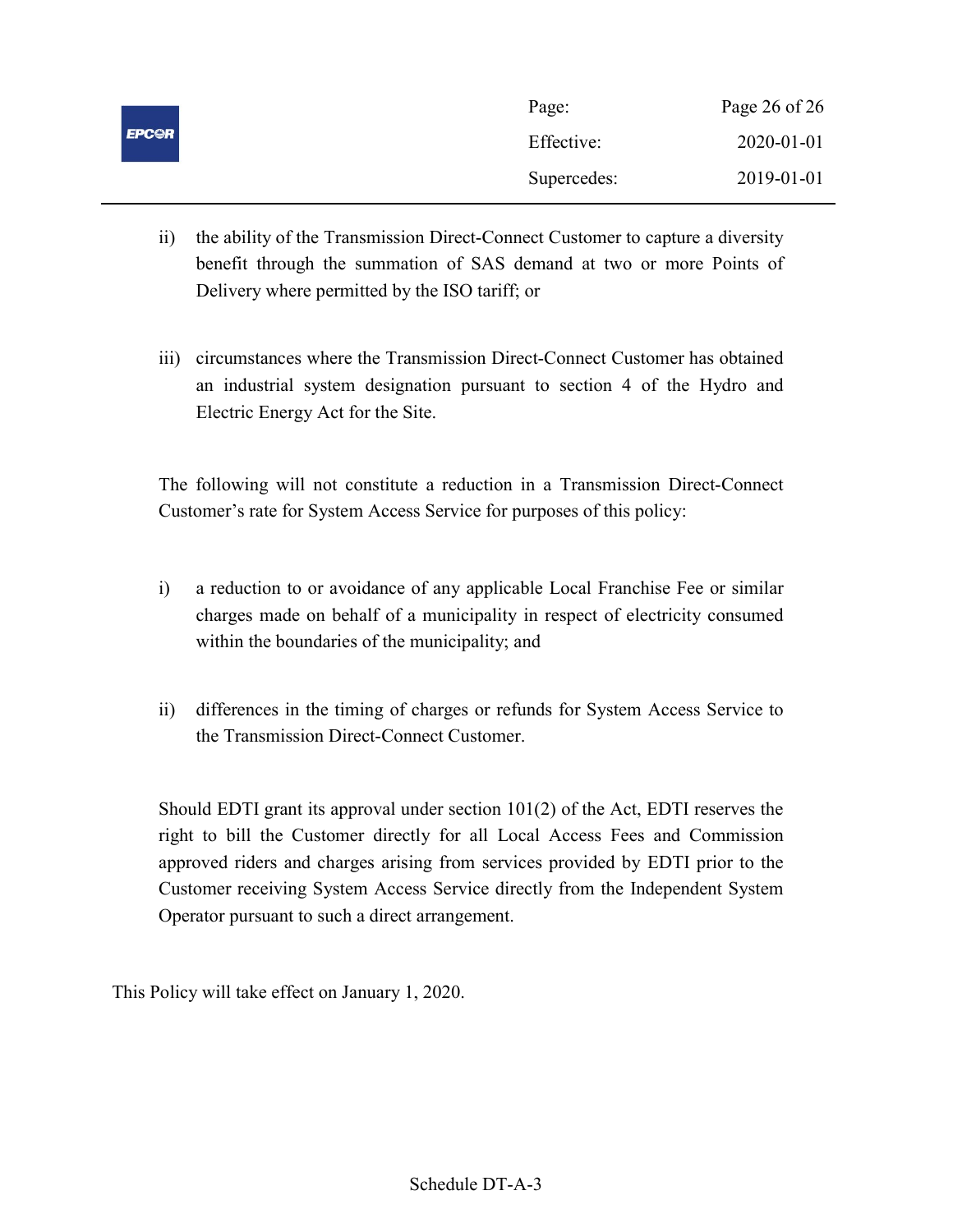ii) the ability of the Transmission Direct-Connect Customer to capture a diversity benefit through the summation of SAS demand at two or more Points of Delivery where permitted by the ISO tariff; or

iii) circumstances where the Transmission Direct-Connect Customer has obtained an industrial system designation pursuant to section 4 of the Hydro and Electric Energy Act for the Site.

The following will not constitute a reduction in a Transmission Direct-Connect Customer's rate for System Access Service for purposes of this policy:

i) a reduction to or avoidance of any applicable Local Franchise Fee or similar charges made on behalf of a municipality in respect of electricity consumed within the boundaries of the municipality; and

ii) differences in the timing of charges or refunds for System Access Service to the Transmission Direct-Connect Customer.

Should EDTI grant its approval under section 101(2) of the Act, EDTI reserves the right to bill the Customer directly for all Local Access Fees and Commission approved riders and charges arising from services provided by EDTI prior to the Customer receiving System Access Service directly from the Independent System Operator pursuant to such a direct arrangement.

This Policy will take effect on January 1, 2020.